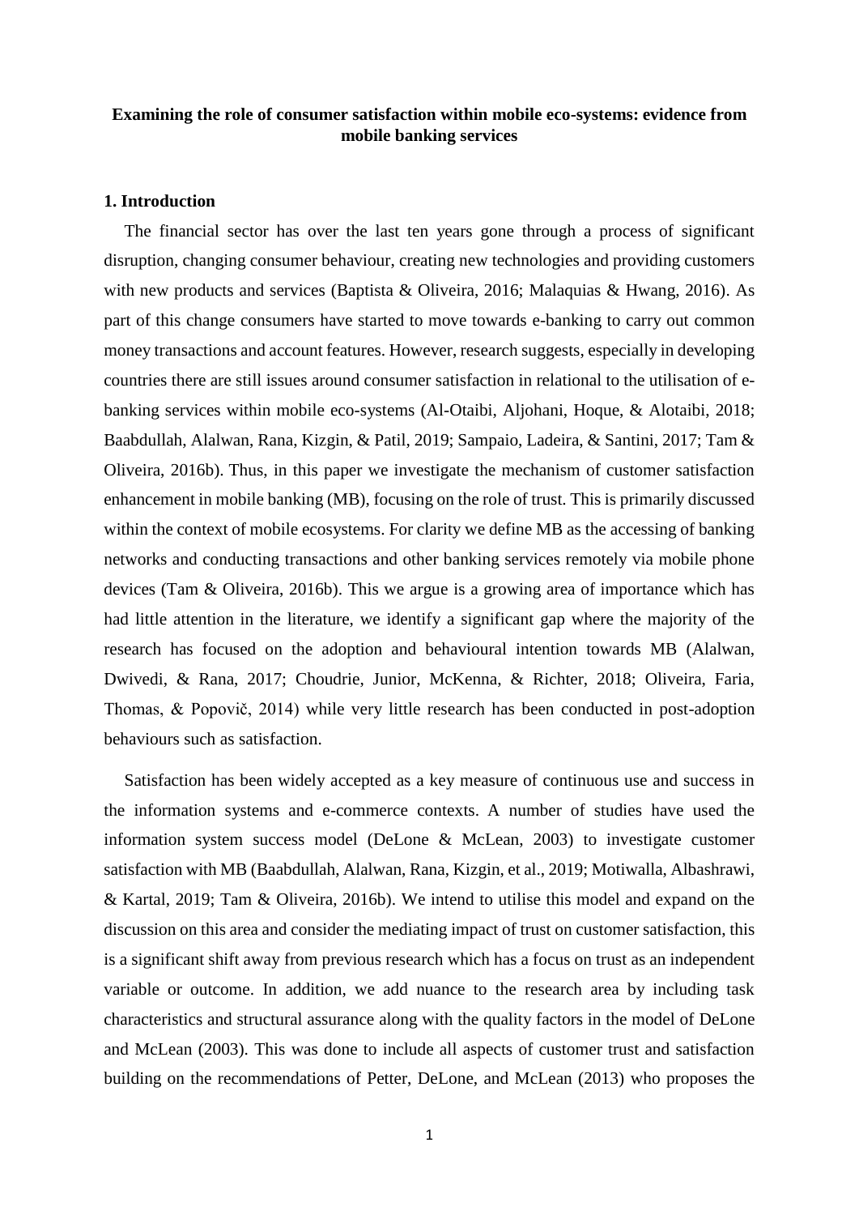**Examining the role of consumer satisfaction within mobile eco-systems: evidence from mobile banking services**

## 1. Introduction

The financial sector has over the last ten years gone through a process of significant disruption, changing consumer behaviour, creating new technologies and providing customers with new products and services (Baptista & Oliveira, 2016; Malaquias & Hwang, 2016). As part of this change consumers have started to move towards e-banking to carry out common money transactions and account features. However, research suggests, especially in developing countries there are still issues around consumer satisfaction in relational to the utilisation of e-banking services within mobile eco-systems (Al-Otaibi, Aljohani, Hoque, & Alotaibi, 2018; Baabdullah, Alalwan, Rana, Kizgin, & Patil, 2019; Sampaio, Ladeira, & Santini, 2017; Tam & Oliveira, 2016b). Thus, in this paper we investigate the mechanism of customer satisfaction enhancement in mobile banking (MB), focusing on the role of trust. This is primarily discussed within the context of mobile ecosystems. For clarity we define MB as the accessing of banking networks and conducting transactions and other banking services remotely via mobile phone devices (Tam & Oliveira, 2016b). This we argue is a growing area of importance which has had little attention in the literature, we identify a significant gap where the majority of the research has focused on the adoption and behavioural intention towards MB (Alalwan, Dwivedi, & Rana, 2017; Choudrie, Junior, McKenna, & Richter, 2018; Oliveira, Faria, Thomas, & Popovič, 2014) while very little research has been conducted in post-adoption behaviours such as satisfaction.

Satisfaction has been widely accepted as a key measure of continuous use and success in the information systems and e-commerce contexts. A number of studies have used the information system success model (DeLone & McLean, 2003) to investigate customer satisfaction with MB (Baabdullah, Alalwan, Rana, Kizgin, et al., 2019; Motiwalla, Albashrawi, & Kartal, 2019; Tam & Oliveira, 2016b). We intend to utilise this model and expand on the discussion on this area and consider the mediating impact of trust on customer satisfaction, this is a significant shift away from previous research which has a focus on trust as an independent variable or outcome. In addition, we add nuance to the research area by including task characteristics and structural assurance along with the quality factors in the model of DeLone and McLean (2003). This was done to include all aspects of customer trust and satisfaction building on the recommendations of Petter, DeLone, and McLean (2013) who proposes the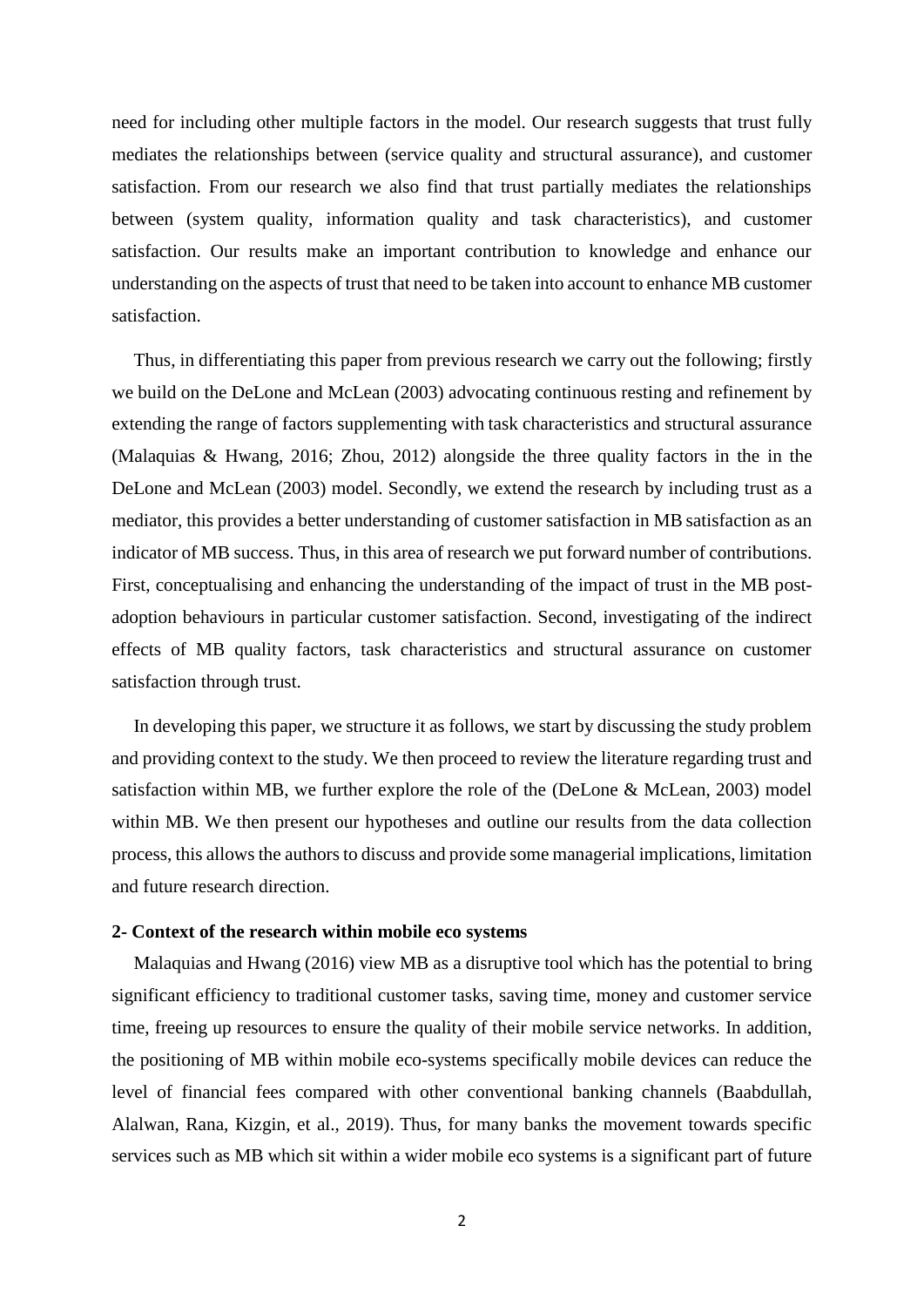need for including other multiple factors in the model. Our research suggests that trust fully mediates the relationships between (service quality and structural assurance), and customer satisfaction. From our research we also find that trust partially mediates the relationships between (system quality, information quality and task characteristics), and customer satisfaction. Our results make an important contribution to knowledge and enhance our understanding on the aspects of trust that need to be taken into account to enhance MB customer satisfaction.

Thus, in differentiating this paper from previous research we carry out the following; firstly we build on the DeLone and McLean (2003) advocating continuous resting and refinement by extending the range of factors supplementing with task characteristics and structural assurance (Malaquias & Hwang, 2016; Zhou, 2012) alongside the three quality factors in the in the DeLone and McLean (2003) model. Secondly, we extend the research by including trust as a mediator, this provides a better understanding of customer satisfaction in MB satisfaction as an indicator of MB success. Thus, in this area of research we put forward number of contributions. First, conceptualising and enhancing the understanding of the impact of trust in the MB post-adoption behaviours in particular customer satisfaction. Second, investigating of the indirect effects of MB quality factors, task characteristics and structural assurance on customer satisfaction through trust.

In developing this paper, we structure it as follows, we start by discussing the study problem and providing context to the study. We then proceed to review the literature regarding trust and satisfaction within MB, we further explore the role of the (DeLone & McLean, 2003) model within MB. We then present our hypotheses and outline our results from the data collection process, this allows the authors to discuss and provide some managerial implications, limitation and future research direction.

## 2- Context of the research within mobile eco systems

Malaquias and Hwang (2016) view MB as a disruptive tool which has the potential to bring significant efficiency to traditional customer tasks, saving time, money and customer service time, freeing up resources to ensure the quality of their mobile service networks. In addition, the positioning of MB within mobile eco-systems specifically mobile devices can reduce the level of financial fees compared with other conventional banking channels (Baabdullah, Alalwan, Rana, Kizgin, et al., 2019). Thus, for many banks the movement towards specific services such as MB which sit within a wider mobile eco systems is a significant part of future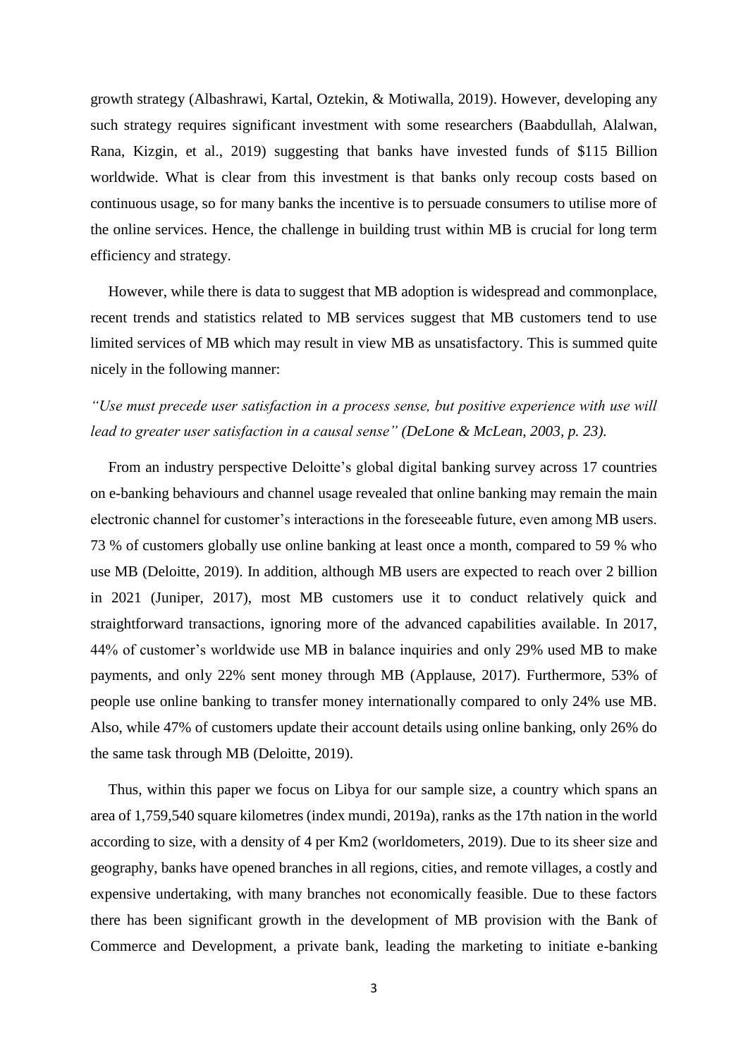growth strategy (Albashrawi, Kartal, Oztekin, & Motiwalla, 2019). However, developing any such strategy requires significant investment with some researchers (Baabdullah, Alalwan, Rana, Kizgin, et al., 2019) suggesting that banks have invested funds of $115 Billion worldwide. What is clear from this investment is that banks only recoup costs based on continuous usage, so for many banks the incentive is to persuade consumers to utilise more of the online services. Hence, the challenge in building trust within MB is crucial for long term efficiency and strategy.

However, while there is data to suggest that MB adoption is widespread and commonplace, recent trends and statistics related to MB services suggest that MB customers tend to use limited services of MB which may result in view MB as unsatisfactory. This is summed quite nicely in the following manner:

*"Use must precede user satisfaction in a process sense, but positive experience with use will lead to greater user satisfaction in a causal sense" (DeLone & McLean, 2003, p. 23).*

From an industry perspective Deloitte's global digital banking survey across 17 countries on e-banking behaviours and channel usage revealed that online banking may remain the main electronic channel for customer's interactions in the foreseeable future, even among MB users. 73 % of customers globally use online banking at least once a month, compared to 59 % who use MB (Deloitte, 2019). In addition, although MB users are expected to reach over 2 billion in 2021 (Juniper, 2017), most MB customers use it to conduct relatively quick and straightforward transactions, ignoring more of the advanced capabilities available. In 2017, 44% of customer's worldwide use MB in balance inquiries and only 29% used MB to make payments, and only 22% sent money through MB (Applause, 2017). Furthermore, 53% of people use online banking to transfer money internationally compared to only 24% use MB. Also, while 47% of customers update their account details using online banking, only 26% do the same task through MB (Deloitte, 2019).

Thus, within this paper we focus on Libya for our sample size, a country which spans an area of 1,759,540 square kilometres (index mundi, 2019a), ranks as the 17th nation in the world according to size, with a density of 4 per Km2 (worldometers, 2019). Due to its sheer size and geography, banks have opened branches in all regions, cities, and remote villages, a costly and expensive undertaking, with many branches not economically feasible. Due to these factors there has been significant growth in the development of MB provision with the Bank of Commerce and Development, a private bank, leading the marketing to initiate e-banking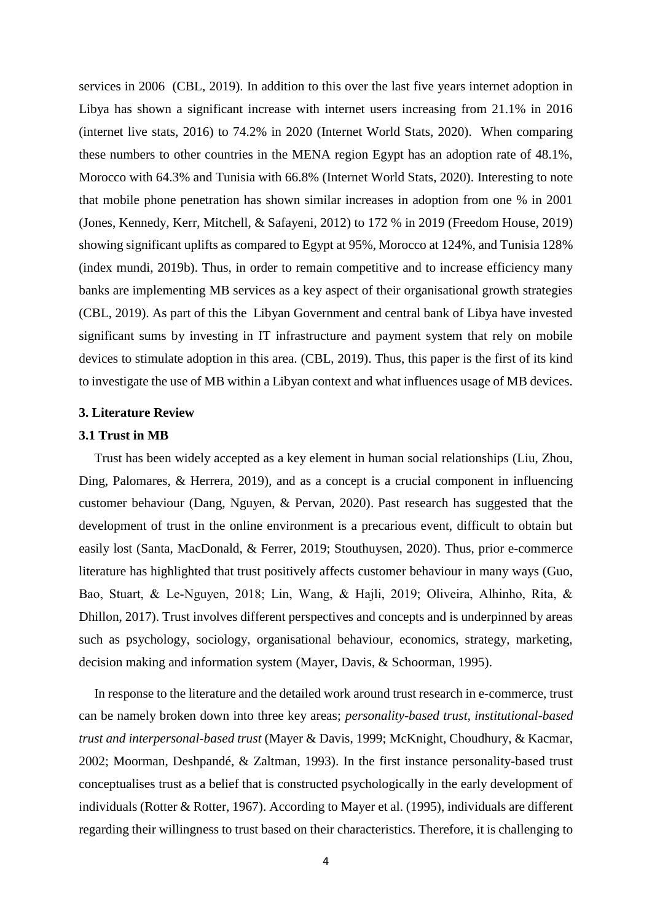services in 2006 (CBL, 2019). In addition to this over the last five years internet adoption in Libya has shown a significant increase with internet users increasing from 21.1% in 2016 (internet live stats, 2016) to 74.2% in 2020 (Internet World Stats, 2020). When comparing these numbers to other countries in the MENA region Egypt has an adoption rate of 48.1%, Morocco with 64.3% and Tunisia with 66.8% (Internet World Stats, 2020). Interesting to note that mobile phone penetration has shown similar increases in adoption from one % in 2001 (Jones, Kennedy, Kerr, Mitchell, & Safayeni, 2012) to 172 % in 2019 (Freedom House, 2019) showing significant uplifts as compared to Egypt at 95%, Morocco at 124%, and Tunisia 128% (index mundi, 2019b). Thus, in order to remain competitive and to increase efficiency many banks are implementing MB services as a key aspect of their organisational growth strategies (CBL, 2019). As part of this the Libyan Government and central bank of Libya have invested significant sums by investing in IT infrastructure and payment system that rely on mobile devices to stimulate adoption in this area. (CBL, 2019). Thus, this paper is the first of its kind to investigate the use of MB within a Libyan context and what influences usage of MB devices.

## 3. Literature Review

### 3.1 Trust in MB

Trust has been widely accepted as a key element in human social relationships (Liu, Zhou, Ding, Palomares, & Herrera, 2019), and as a concept is a crucial component in influencing customer behaviour (Dang, Nguyen, & Pervan, 2020). Past research has suggested that the development of trust in the online environment is a precarious event, difficult to obtain but easily lost (Santa, MacDonald, & Ferrer, 2019; Stouthuysen, 2020). Thus, prior e-commerce literature has highlighted that trust positively affects customer behaviour in many ways (Guo, Bao, Stuart, & Le-Nguyen, 2018; Lin, Wang, & Hajli, 2019; Oliveira, Alhinho, Rita, & Dhillon, 2017). Trust involves different perspectives and concepts and is underpinned by areas such as psychology, sociology, organisational behaviour, economics, strategy, marketing, decision making and information system (Mayer, Davis, & Schoorman, 1995).

In response to the literature and the detailed work around trust research in e-commerce, trust can be namely broken down into three key areas; *personality-based trust, institutional-based trust and interpersonal-based trust* (Mayer & Davis, 1999; McKnight, Choudhury, & Kacmar, 2002; Moorman, Deshpandé, & Zaltman, 1993). In the first instance personality-based trust conceptualises trust as a belief that is constructed psychologically in the early development of individuals (Rotter & Rotter, 1967). According to Mayer et al. (1995), individuals are different regarding their willingness to trust based on their characteristics. Therefore, it is challenging to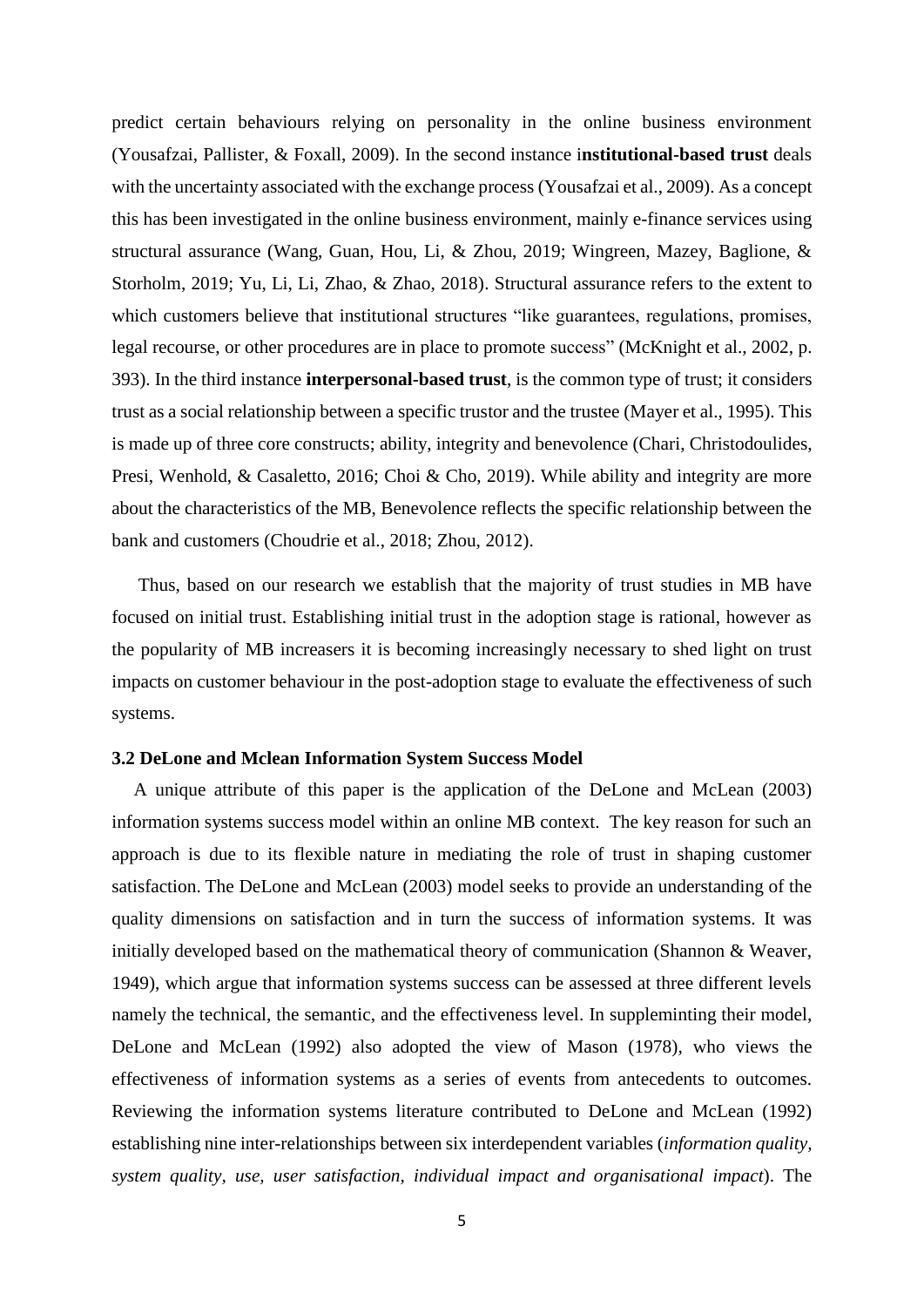predict certain behaviours relying on personality in the online business environment (Yousafzai, Pallister, & Foxall, 2009). In the second instance i**nstitutional-based trust** deals with the uncertainty associated with the exchange process (Yousafzai et al., 2009). As a concept this has been investigated in the online business environment, mainly e-finance services using structural assurance (Wang, Guan, Hou, Li, & Zhou, 2019; Wingreen, Mazey, Baglione, & Storholm, 2019; Yu, Li, Li, Zhao, & Zhao, 2018). Structural assurance refers to the extent to which customers believe that institutional structures "like guarantees, regulations, promises, legal recourse, or other procedures are in place to promote success" (McKnight et al., 2002, p. 393). In the third instance **interpersonal-based trust**, is the common type of trust; it considers trust as a social relationship between a specific trustor and the trustee (Mayer et al., 1995). This is made up of three core constructs; ability, integrity and benevolence (Chari, Christodoulides, Presi, Wenhold, & Casaletto, 2016; Choi & Cho, 2019). While ability and integrity are more about the characteristics of the MB, Benevolence reflects the specific relationship between the bank and customers (Choudrie et al., 2018; Zhou, 2012).

Thus, based on our research we establish that the majority of trust studies in MB have focused on initial trust. Establishing initial trust in the adoption stage is rational, however as the popularity of MB increasers it is becoming increasingly necessary to shed light on trust impacts on customer behaviour in the post-adoption stage to evaluate the effectiveness of such systems.

### 3.2 DeLone and Mclean Information System Success Model

A unique attribute of this paper is the application of the DeLone and McLean (2003) information systems success model within an online MB context. The key reason for such an approach is due to its flexible nature in mediating the role of trust in shaping customer satisfaction. The DeLone and McLean (2003) model seeks to provide an understanding of the quality dimensions on satisfaction and in turn the success of information systems. It was initially developed based on the mathematical theory of communication (Shannon & Weaver, 1949), which argue that information systems success can be assessed at three different levels namely the technical, the semantic, and the effectiveness level. In suppleminting their model, DeLone and McLean (1992) also adopted the view of Mason (1978), who views the effectiveness of information systems as a series of events from antecedents to outcomes. Reviewing the information systems literature contributed to DeLone and McLean (1992) establishing nine inter-relationships between six interdependent variables (*information quality, system quality, use, user satisfaction, individual impact and organisational impact*). The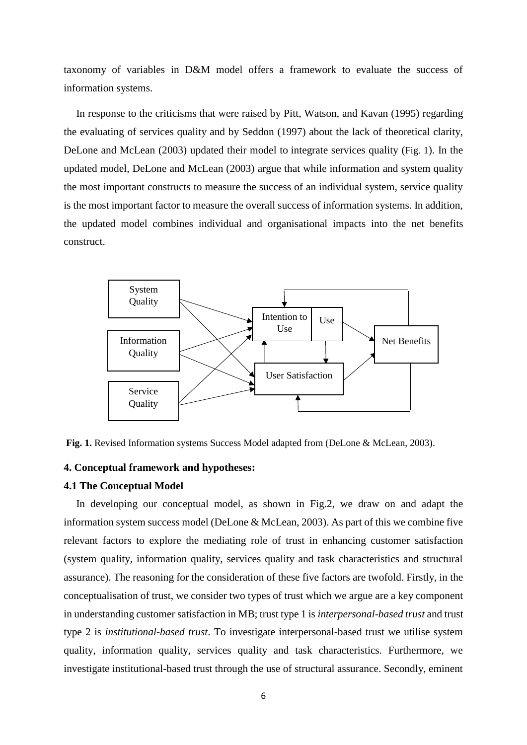taxonomy of variables in D&M model offers a framework to evaluate the success of information systems.

In response to the criticisms that were raised by Pitt, Watson, and Kavan (1995) regarding the evaluating of services quality and by Seddon (1997) about the lack of theoretical clarity, DeLone and McLean (2003) updated their model to integrate services quality (Fig. 1). In the updated model, DeLone and McLean (2003) argue that while information and system quality the most important constructs to measure the success of an individual system, service quality is the most important factor to measure the overall success of information systems. In addition, the updated model combines individual and organisational impacts into the net benefits construct.

**Fig. 1.** Revised Information systems Success Model adapted from (DeLone & McLean, 2003).

### 4. Conceptual framework and hypotheses:

### 4.1 The Conceptual Model

In developing our conceptual model, as shown in Fig.2, we draw on and adapt the information system success model (DeLone & McLean, 2003). As part of this we combine five relevant factors to explore the mediating role of trust in enhancing customer satisfaction (system quality, information quality, services quality and task characteristics and structural assurance). The reasoning for the consideration of these five factors are twofold. Firstly, in the conceptualisation of trust, we consider two types of trust which we argue are a key component in understanding customer satisfaction in MB; trust type 1 is *interpersonal-based trust* and trust type 2 is *institutional-based trust*. To investigate interpersonal-based trust we utilise system quality, information quality, services quality and task characteristics. Furthermore, we investigate institutional-based trust through the use of structural assurance. Secondly, eminent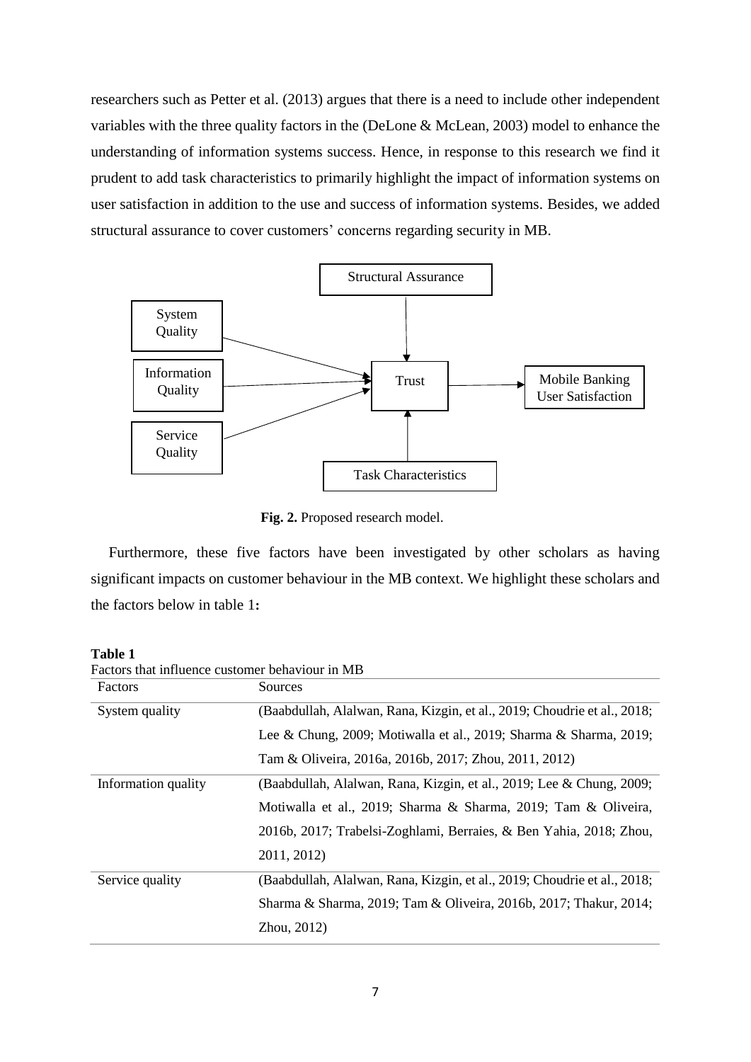researchers such as Petter et al. (2013) argues that there is a need to include other independent variables with the three quality factors in the (DeLone & McLean, 2003) model to enhance the understanding of information systems success. Hence, in response to this research we find it prudent to add task characteristics to primarily highlight the impact of information systems on user satisfaction in addition to the use and success of information systems. Besides, we added structural assurance to cover customers' concerns regarding security in MB.

**Fig. 2.** Proposed research model.

Furthermore, these five factors have been investigated by other scholars as having significant impacts on customer behaviour in the MB context. We highlight these scholars and the factors below in table 1**:**

**Table 1**
Factors that influence customer behaviour in MB

| Factors | Sources |
|---|---|
| System quality | (Baabdullah, Alalwan, Rana, Kizgin, et al., 2019; Choudrie et al., 2018; Lee & Chung, 2009; Motiwalla et al., 2019; Sharma & Sharma, 2019; Tam & Oliveira, 2016a, 2016b, 2017; Zhou, 2011, 2012) |
| Information quality | (Baabdullah, Alalwan, Rana, Kizgin, et al., 2019; Lee & Chung, 2009; Motiwalla et al., 2019; Sharma & Sharma, 2019; Tam & Oliveira, 2016b, 2017; Trabelsi-Zoghlami, Berraies, & Ben Yahia, 2018; Zhou, 2011, 2012) |
| Service quality | (Baabdullah, Alalwan, Rana, Kizgin, et al., 2019; Choudrie et al., 2018; Sharma & Sharma, 2019; Tam & Oliveira, 2016b, 2017; Thakur, 2014; Zhou, 2012) |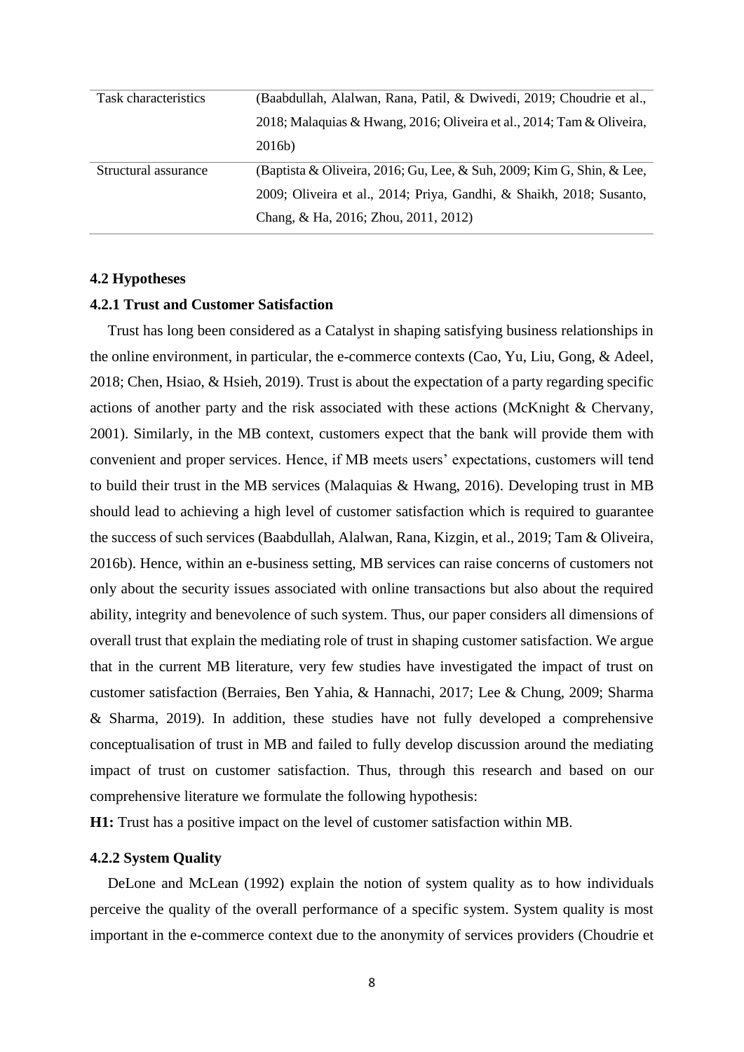| Task characteristics | (Baabdullah, Alalwan, Rana, Patil, & Dwivedi, 2019; Choudrie et al., 2018; Malaquias & Hwang, 2016; Oliveira et al., 2014; Tam & Oliveira, 2016b) |
|---|---|
| Structural assurance | (Baptista & Oliveira, 2016; Gu, Lee, & Suh, 2009; Kim G, Shin, & Lee, 2009; Oliveira et al., 2014; Priya, Gandhi, & Shaikh, 2018; Susanto, Chang, & Ha, 2016; Zhou, 2011, 2012) |

### 4.2 Hypotheses

#### 4.2.1 Trust and Customer Satisfaction

Trust has long been considered as a Catalyst in shaping satisfying business relationships in the online environment, in particular, the e-commerce contexts (Cao, Yu, Liu, Gong, & Adeel, 2018; Chen, Hsiao, & Hsieh, 2019). Trust is about the expectation of a party regarding specific actions of another party and the risk associated with these actions (McKnight & Chervany, 2001). Similarly, in the MB context, customers expect that the bank will provide them with convenient and proper services. Hence, if MB meets users' expectations, customers will tend to build their trust in the MB services (Malaquias & Hwang, 2016). Developing trust in MB should lead to achieving a high level of customer satisfaction which is required to guarantee the success of such services (Baabdullah, Alalwan, Rana, Kizgin, et al., 2019; Tam & Oliveira, 2016b). Hence, within an e-business setting, MB services can raise concerns of customers not only about the security issues associated with online transactions but also about the required ability, integrity and benevolence of such system. Thus, our paper considers all dimensions of overall trust that explain the mediating role of trust in shaping customer satisfaction. We argue that in the current MB literature, very few studies have investigated the impact of trust on customer satisfaction (Berraies, Ben Yahia, & Hannachi, 2017; Lee & Chung, 2009; Sharma & Sharma, 2019). In addition, these studies have not fully developed a comprehensive conceptualisation of trust in MB and failed to fully develop discussion around the mediating impact of trust on customer satisfaction. Thus, through this research and based on our comprehensive literature we formulate the following hypothesis:

**H1:** Trust has a positive impact on the level of customer satisfaction within MB.

#### 4.2.2 System Quality

DeLone and McLean (1992) explain the notion of system quality as to how individuals perceive the quality of the overall performance of a specific system. System quality is most important in the e-commerce context due to the anonymity of services providers (Choudrie et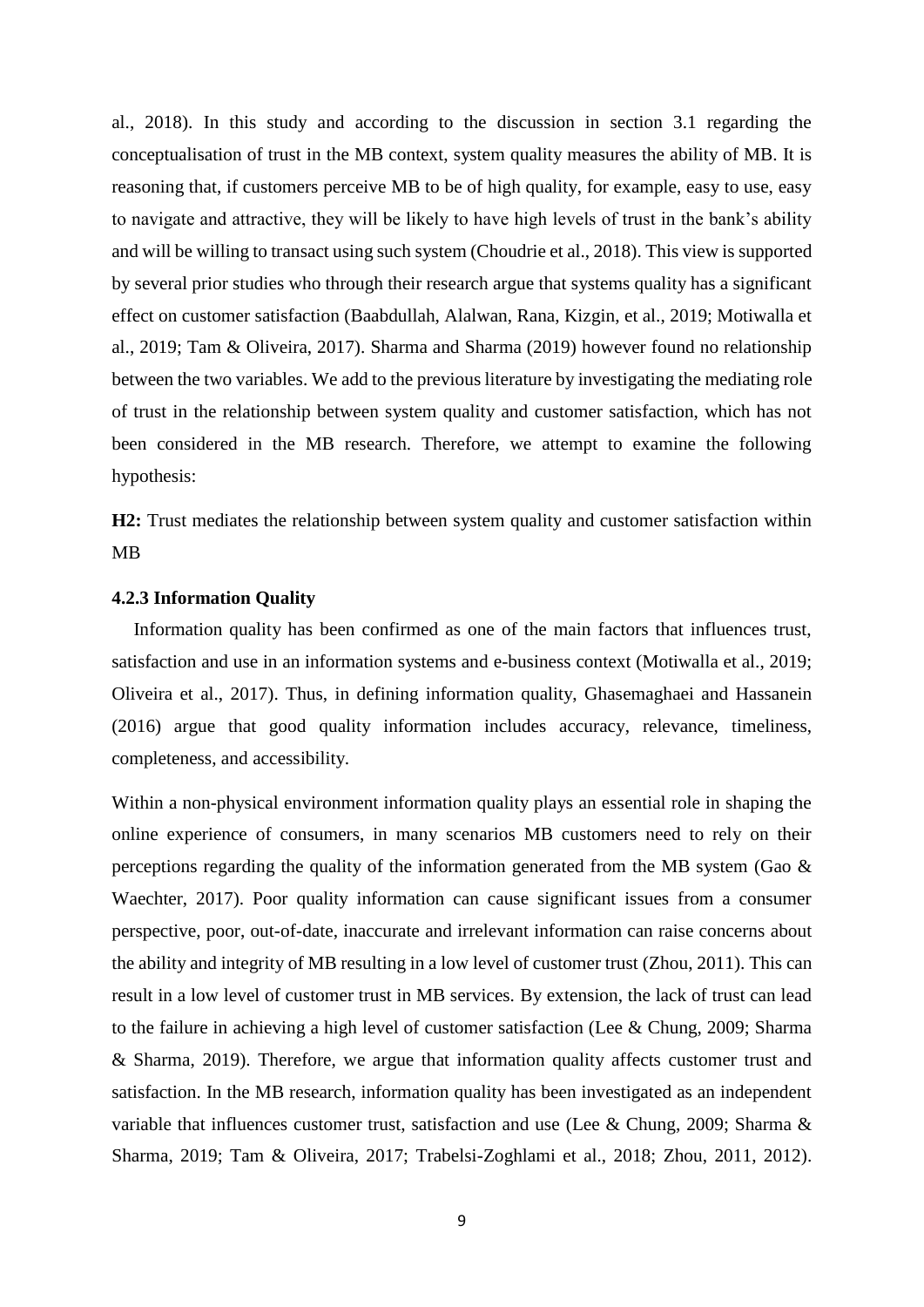al., 2018). In this study and according to the discussion in section 3.1 regarding the conceptualisation of trust in the MB context, system quality measures the ability of MB. It is reasoning that, if customers perceive MB to be of high quality, for example, easy to use, easy to navigate and attractive, they will be likely to have high levels of trust in the bank's ability and will be willing to transact using such system (Choudrie et al., 2018). This view is supported by several prior studies who through their research argue that systems quality has a significant effect on customer satisfaction (Baabdullah, Alalwan, Rana, Kizgin, et al., 2019; Motiwalla et al., 2019; Tam & Oliveira, 2017). Sharma and Sharma (2019) however found no relationship between the two variables. We add to the previous literature by investigating the mediating role of trust in the relationship between system quality and customer satisfaction, which has not been considered in the MB research. Therefore, we attempt to examine the following hypothesis:

**H2:** Trust mediates the relationship between system quality and customer satisfaction within MB

### 4.2.3 Information Quality

Information quality has been confirmed as one of the main factors that influences trust, satisfaction and use in an information systems and e-business context (Motiwalla et al., 2019; Oliveira et al., 2017). Thus, in defining information quality, Ghasemaghaei and Hassanein (2016) argue that good quality information includes accuracy, relevance, timeliness, completeness, and accessibility.

Within a non-physical environment information quality plays an essential role in shaping the online experience of consumers, in many scenarios MB customers need to rely on their perceptions regarding the quality of the information generated from the MB system (Gao & Waechter, 2017). Poor quality information can cause significant issues from a consumer perspective, poor, out-of-date, inaccurate and irrelevant information can raise concerns about the ability and integrity of MB resulting in a low level of customer trust (Zhou, 2011). This can result in a low level of customer trust in MB services. By extension, the lack of trust can lead to the failure in achieving a high level of customer satisfaction (Lee & Chung, 2009; Sharma & Sharma, 2019). Therefore, we argue that information quality affects customer trust and satisfaction. In the MB research, information quality has been investigated as an independent variable that influences customer trust, satisfaction and use (Lee & Chung, 2009; Sharma & Sharma, 2019; Tam & Oliveira, 2017; Trabelsi-Zoghlami et al., 2018; Zhou, 2011, 2012).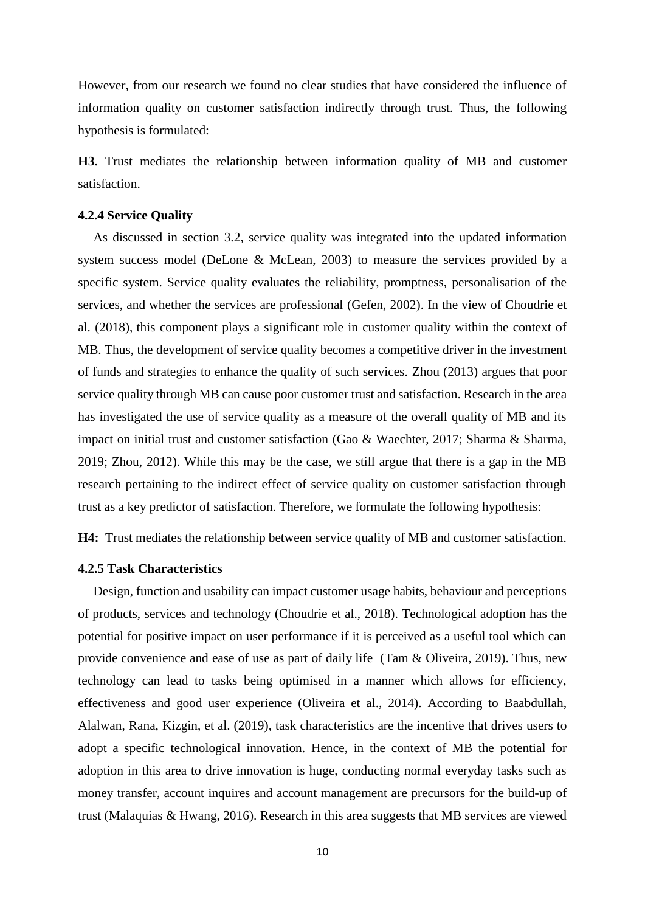However, from our research we found no clear studies that have considered the influence of information quality on customer satisfaction indirectly through trust. Thus, the following hypothesis is formulated:

**H3.** Trust mediates the relationship between information quality of MB and customer satisfaction.

#### 4.2.4 Service Quality

As discussed in section 3.2, service quality was integrated into the updated information system success model (DeLone & McLean, 2003) to measure the services provided by a specific system. Service quality evaluates the reliability, promptness, personalisation of the services, and whether the services are professional (Gefen, 2002). In the view of Choudrie et al. (2018), this component plays a significant role in customer quality within the context of MB. Thus, the development of service quality becomes a competitive driver in the investment of funds and strategies to enhance the quality of such services. Zhou (2013) argues that poor service quality through MB can cause poor customer trust and satisfaction. Research in the area has investigated the use of service quality as a measure of the overall quality of MB and its impact on initial trust and customer satisfaction (Gao & Waechter, 2017; Sharma & Sharma, 2019; Zhou, 2012). While this may be the case, we still argue that there is a gap in the MB research pertaining to the indirect effect of service quality on customer satisfaction through trust as a key predictor of satisfaction. Therefore, we formulate the following hypothesis:

**H4:** Trust mediates the relationship between service quality of MB and customer satisfaction.

#### 4.2.5 Task Characteristics

Design, function and usability can impact customer usage habits, behaviour and perceptions of products, services and technology (Choudrie et al., 2018). Technological adoption has the potential for positive impact on user performance if it is perceived as a useful tool which can provide convenience and ease of use as part of daily life (Tam & Oliveira, 2019). Thus, new technology can lead to tasks being optimised in a manner which allows for efficiency, effectiveness and good user experience (Oliveira et al., 2014). According to Baabdullah, Alalwan, Rana, Kizgin, et al. (2019), task characteristics are the incentive that drives users to adopt a specific technological innovation. Hence, in the context of MB the potential for adoption in this area to drive innovation is huge, conducting normal everyday tasks such as money transfer, account inquires and account management are precursors for the build-up of trust (Malaquias & Hwang, 2016). Research in this area suggests that MB services are viewed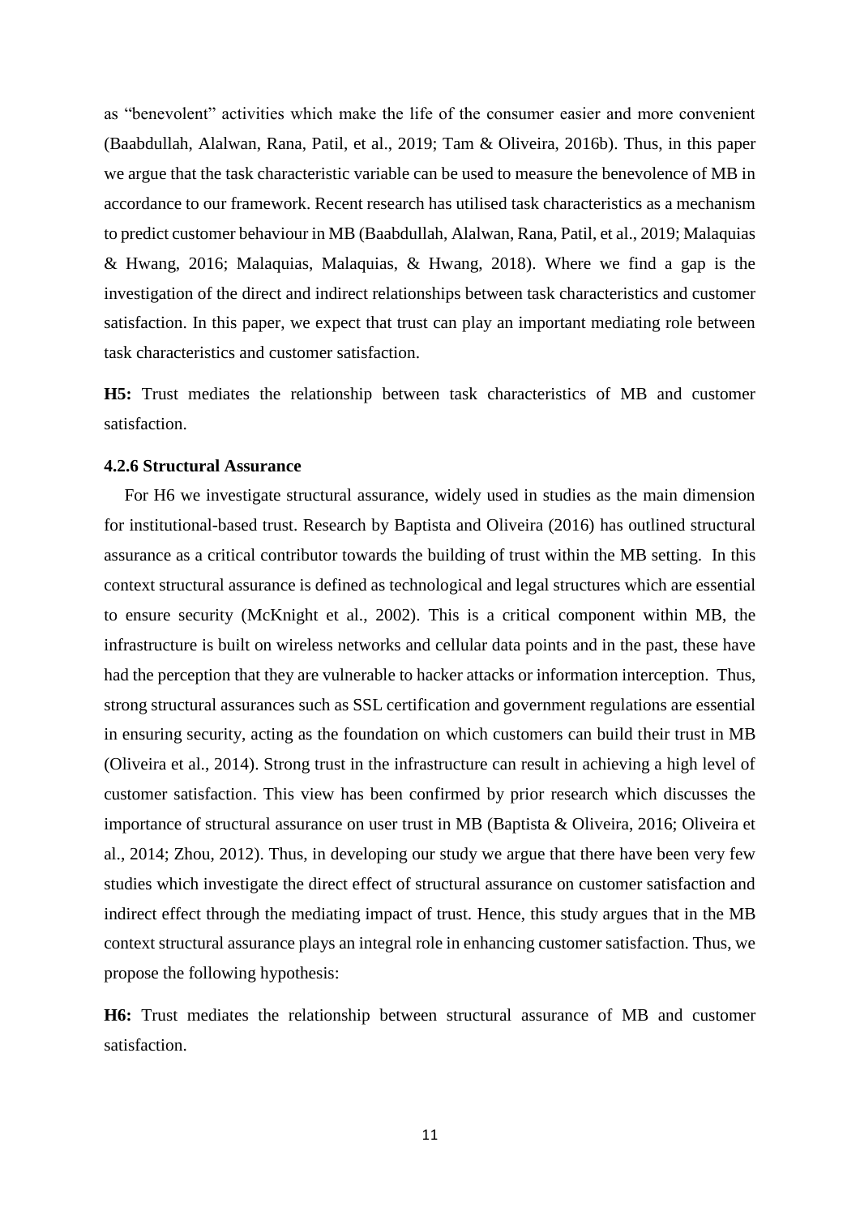as "benevolent" activities which make the life of the consumer easier and more convenient (Baabdullah, Alalwan, Rana, Patil, et al., 2019; Tam & Oliveira, 2016b). Thus, in this paper we argue that the task characteristic variable can be used to measure the benevolence of MB in accordance to our framework. Recent research has utilised task characteristics as a mechanism to predict customer behaviour in MB (Baabdullah, Alalwan, Rana, Patil, et al., 2019; Malaquias & Hwang, 2016; Malaquias, Malaquias, & Hwang, 2018). Where we find a gap is the investigation of the direct and indirect relationships between task characteristics and customer satisfaction. In this paper, we expect that trust can play an important mediating role between task characteristics and customer satisfaction.

**H5:** Trust mediates the relationship between task characteristics of MB and customer satisfaction.

### 4.2.6 Structural Assurance

For H6 we investigate structural assurance, widely used in studies as the main dimension for institutional-based trust. Research by Baptista and Oliveira (2016) has outlined structural assurance as a critical contributor towards the building of trust within the MB setting. In this context structural assurance is defined as technological and legal structures which are essential to ensure security (McKnight et al., 2002). This is a critical component within MB, the infrastructure is built on wireless networks and cellular data points and in the past, these have had the perception that they are vulnerable to hacker attacks or information interception. Thus, strong structural assurances such as SSL certification and government regulations are essential in ensuring security, acting as the foundation on which customers can build their trust in MB (Oliveira et al., 2014). Strong trust in the infrastructure can result in achieving a high level of customer satisfaction. This view has been confirmed by prior research which discusses the importance of structural assurance on user trust in MB (Baptista & Oliveira, 2016; Oliveira et al., 2014; Zhou, 2012). Thus, in developing our study we argue that there have been very few studies which investigate the direct effect of structural assurance on customer satisfaction and indirect effect through the mediating impact of trust. Hence, this study argues that in the MB context structural assurance plays an integral role in enhancing customer satisfaction. Thus, we propose the following hypothesis:

**H6:** Trust mediates the relationship between structural assurance of MB and customer satisfaction.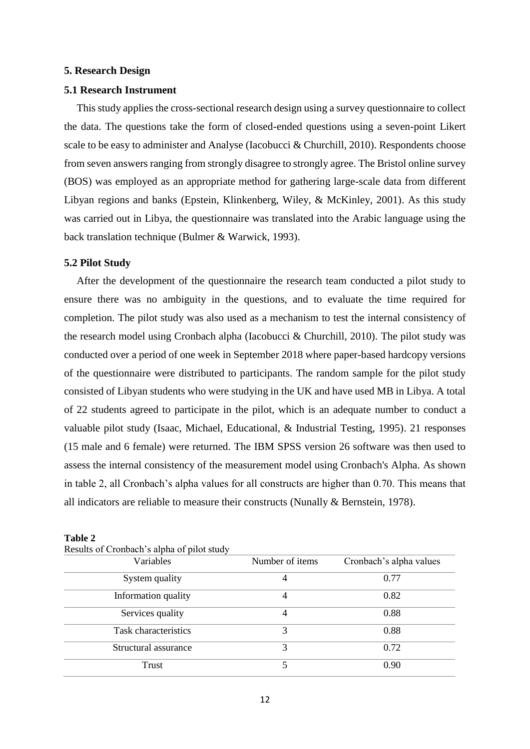## 5. Research Design

### 5.1 Research Instrument

This study applies the cross-sectional research design using a survey questionnaire to collect the data. The questions take the form of closed-ended questions using a seven-point Likert scale to be easy to administer and Analyse (Iacobucci & Churchill, 2010). Respondents choose from seven answers ranging from strongly disagree to strongly agree. The Bristol online survey (BOS) was employed as an appropriate method for gathering large-scale data from different Libyan regions and banks (Epstein, Klinkenberg, Wiley, & McKinley, 2001). As this study was carried out in Libya, the questionnaire was translated into the Arabic language using the back translation technique (Bulmer & Warwick, 1993).

### 5.2 Pilot Study

After the development of the questionnaire the research team conducted a pilot study to ensure there was no ambiguity in the questions, and to evaluate the time required for completion. The pilot study was also used as a mechanism to test the internal consistency of the research model using Cronbach alpha (Iacobucci & Churchill, 2010). The pilot study was conducted over a period of one week in September 2018 where paper-based hardcopy versions of the questionnaire were distributed to participants. The random sample for the pilot study consisted of Libyan students who were studying in the UK and have used MB in Libya. A total of 22 students agreed to participate in the pilot, which is an adequate number to conduct a valuable pilot study (Isaac, Michael, Educational, & Industrial Testing, 1995). 21 responses (15 male and 6 female) were returned. The IBM SPSS version 26 software was then used to assess the internal consistency of the measurement model using Cronbach's Alpha. As shown in table 2, all Cronbach's alpha values for all constructs are higher than 0.70. This means that all indicators are reliable to measure their constructs (Nunally & Bernstein, 1978).

**Table 2**

Results of Cronbach's alpha of pilot study

| Variables | Number of items | Cronbach's alpha values |
|---|---|---|
| System quality | 4 | 0.77 |
| Information quality | 4 | 0.82 |
| Services quality | 4 | 0.88 |
| Task characteristics | 3 | 0.88 |
| Structural assurance | 3 | 0.72 |
| Trust | 5 | 0.90 |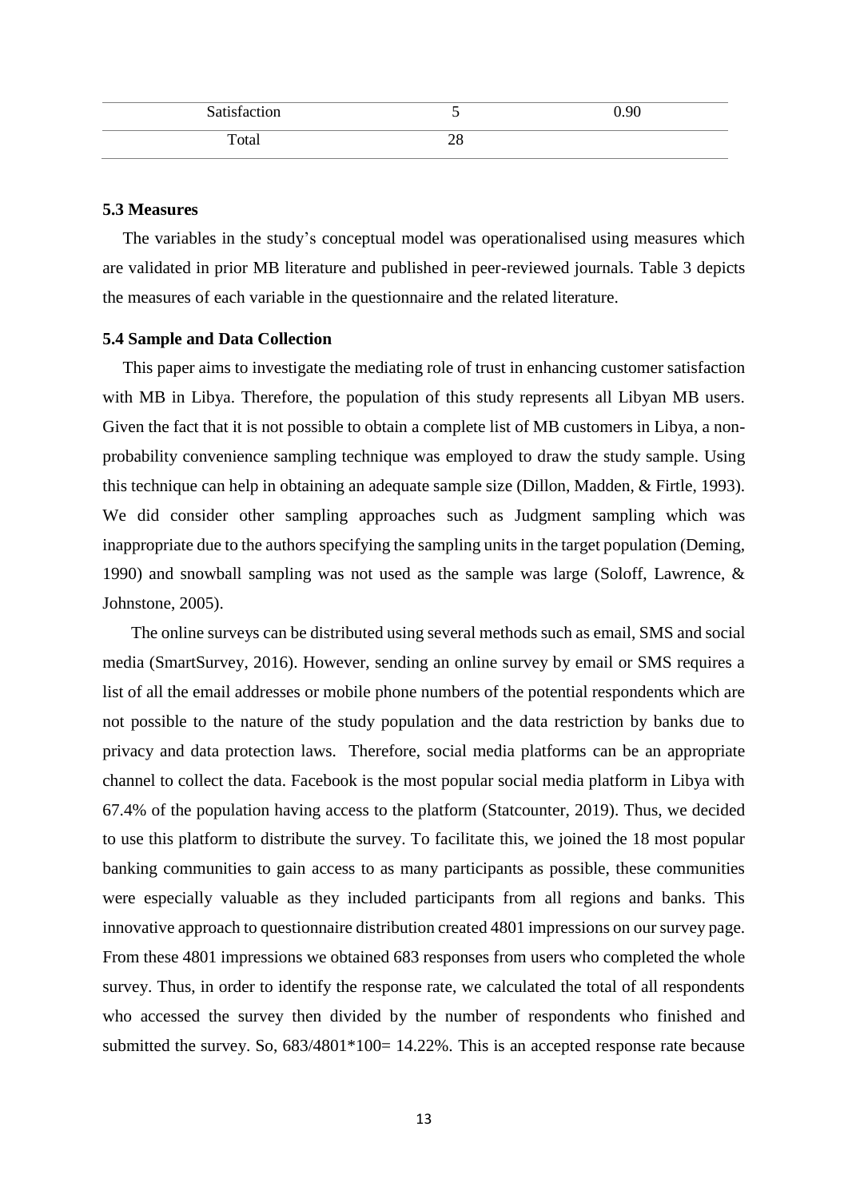| Satisfaction | 5 | 0.90 |
|---|---|---|
| Total | 28 | |

### 5.3 Measures

The variables in the study's conceptual model was operationalised using measures which are validated in prior MB literature and published in peer-reviewed journals. Table 3 depicts the measures of each variable in the questionnaire and the related literature.

### 5.4 Sample and Data Collection

This paper aims to investigate the mediating role of trust in enhancing customer satisfaction with MB in Libya. Therefore, the population of this study represents all Libyan MB users. Given the fact that it is not possible to obtain a complete list of MB customers in Libya, a non-probability convenience sampling technique was employed to draw the study sample. Using this technique can help in obtaining an adequate sample size (Dillon, Madden, & Firtle, 1993). We did consider other sampling approaches such as Judgment sampling which was inappropriate due to the authors specifying the sampling units in the target population (Deming, 1990) and snowball sampling was not used as the sample was large (Soloff, Lawrence, & Johnstone, 2005).

The online surveys can be distributed using several methods such as email, SMS and social media (SmartSurvey, 2016). However, sending an online survey by email or SMS requires a list of all the email addresses or mobile phone numbers of the potential respondents which are not possible to the nature of the study population and the data restriction by banks due to privacy and data protection laws. Therefore, social media platforms can be an appropriate channel to collect the data. Facebook is the most popular social media platform in Libya with 67.4% of the population having access to the platform (Statcounter, 2019). Thus, we decided to use this platform to distribute the survey. To facilitate this, we joined the 18 most popular banking communities to gain access to as many participants as possible, these communities were especially valuable as they included participants from all regions and banks. This innovative approach to questionnaire distribution created 4801 impressions on our survey page. From these 4801 impressions we obtained 683 responses from users who completed the whole survey. Thus, in order to identify the response rate, we calculated the total of all respondents who accessed the survey then divided by the number of respondents who finished and submitted the survey. So, 683/4801*100= 14.22%. This is an accepted response rate because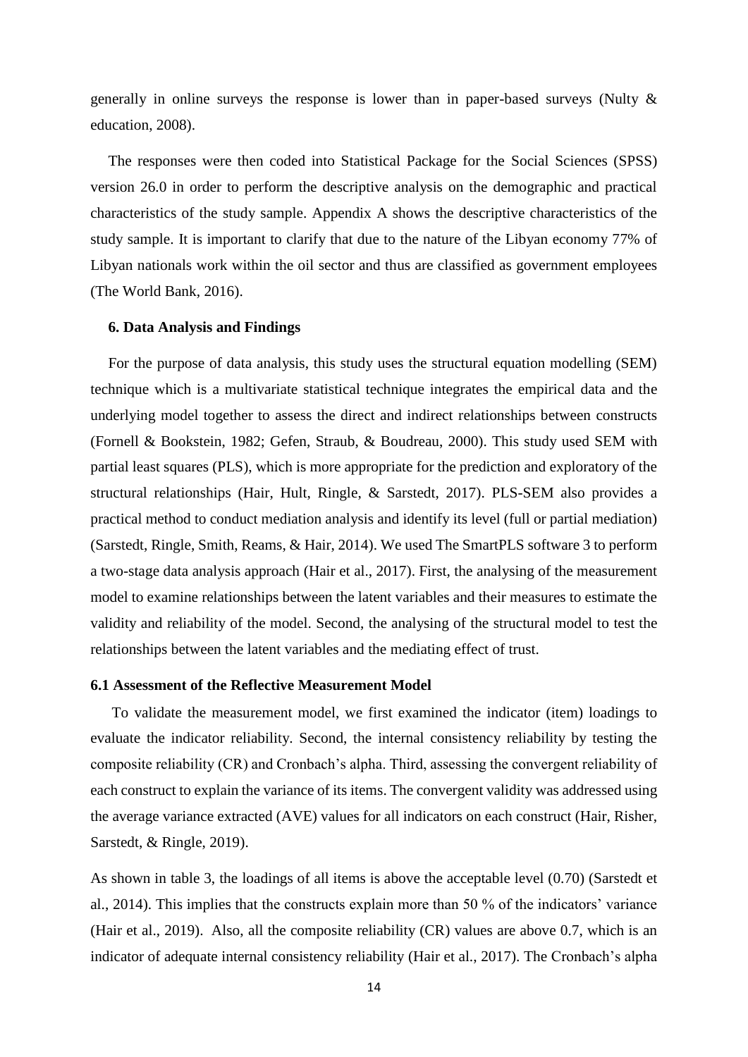generally in online surveys the response is lower than in paper-based surveys (Nulty & education, 2008).

The responses were then coded into Statistical Package for the Social Sciences (SPSS) version 26.0 in order to perform the descriptive analysis on the demographic and practical characteristics of the study sample. Appendix A shows the descriptive characteristics of the study sample. It is important to clarify that due to the nature of the Libyan economy 77% of Libyan nationals work within the oil sector and thus are classified as government employees (The World Bank, 2016).

## 6. Data Analysis and Findings

For the purpose of data analysis, this study uses the structural equation modelling (SEM) technique which is a multivariate statistical technique integrates the empirical data and the underlying model together to assess the direct and indirect relationships between constructs (Fornell & Bookstein, 1982; Gefen, Straub, & Boudreau, 2000). This study used SEM with partial least squares (PLS), which is more appropriate for the prediction and exploratory of the structural relationships (Hair, Hult, Ringle, & Sarstedt, 2017). PLS-SEM also provides a practical method to conduct mediation analysis and identify its level (full or partial mediation) (Sarstedt, Ringle, Smith, Reams, & Hair, 2014). We used The SmartPLS software 3 to perform a two-stage data analysis approach (Hair et al., 2017). First, the analysing of the measurement model to examine relationships between the latent variables and their measures to estimate the validity and reliability of the model. Second, the analysing of the structural model to test the relationships between the latent variables and the mediating effect of trust.

### 6.1 Assessment of the Reflective Measurement Model

To validate the measurement model, we first examined the indicator (item) loadings to evaluate the indicator reliability. Second, the internal consistency reliability by testing the composite reliability (CR) and Cronbach's alpha. Third, assessing the convergent reliability of each construct to explain the variance of its items. The convergent validity was addressed using the average variance extracted (AVE) values for all indicators on each construct (Hair, Risher, Sarstedt, & Ringle, 2019).

As shown in table 3, the loadings of all items is above the acceptable level (0.70) (Sarstedt et al., 2014). This implies that the constructs explain more than 50 % of the indicators' variance (Hair et al., 2019). Also, all the composite reliability (CR) values are above 0.7, which is an indicator of adequate internal consistency reliability (Hair et al., 2017). The Cronbach's alpha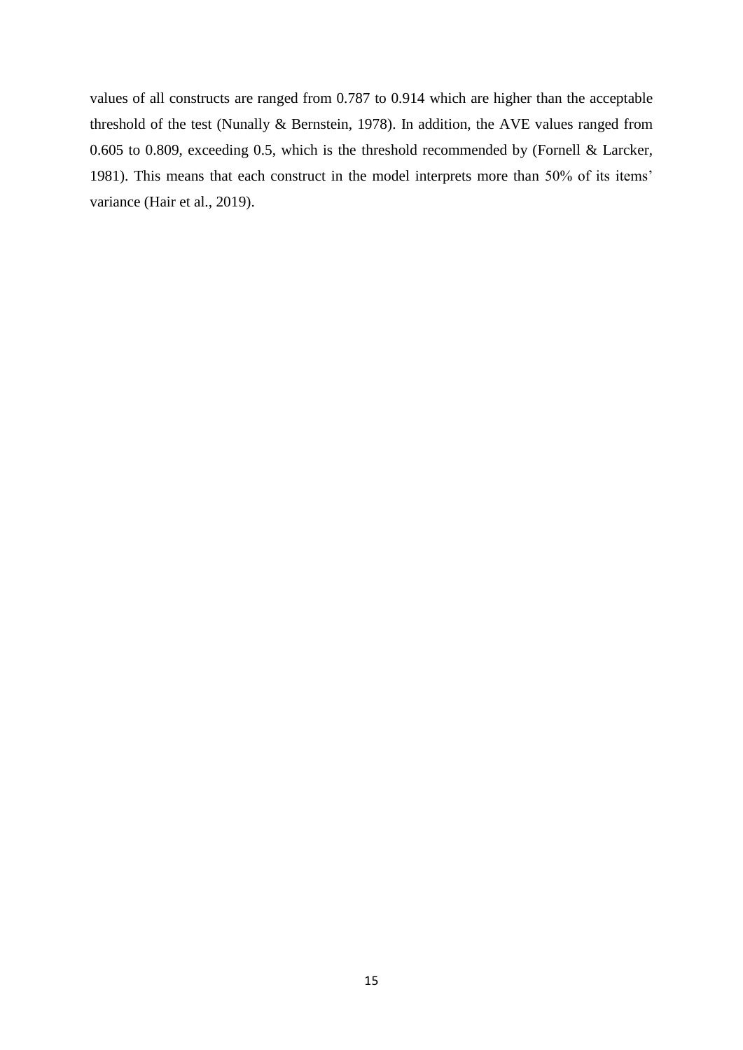values of all constructs are ranged from 0.787 to 0.914 which are higher than the acceptable threshold of the test (Nunally & Bernstein, 1978). In addition, the AVE values ranged from 0.605 to 0.809, exceeding 0.5, which is the threshold recommended by (Fornell & Larcker, 1981). This means that each construct in the model interprets more than 50% of its items' variance (Hair et al., 2019).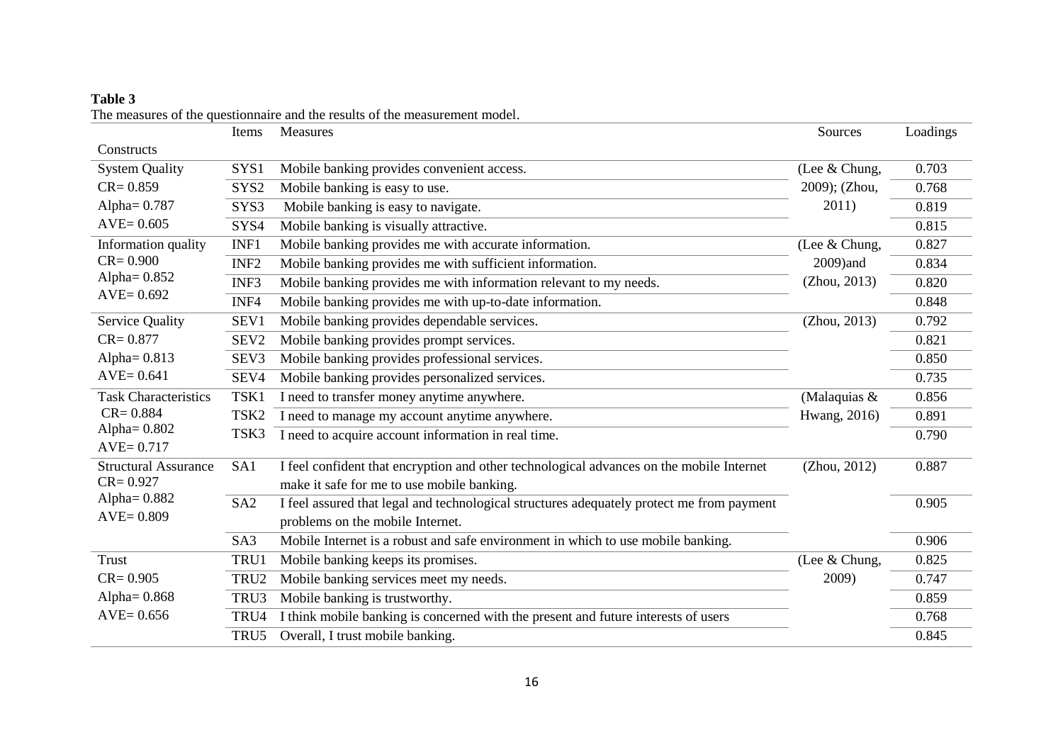**Table 3**

The measures of the questionnaire and the results of the measurement model.

| Constructs | Items | Measures | Sources | Loadings |
|---|---|---|---|---|
| System Quality | SYS1 | Mobile banking provides convenient access. | (Lee & Chung, 2009); (Zhou, 2011) | 0.703 |
| CR= 0.859 | SYS2 | Mobile banking is easy to use. | | 0.768 |
| Alpha= 0.787 | SYS3 | Mobile banking is easy to navigate. | | 0.819 |
| AVE= 0.605 | SYS4 | Mobile banking is visually attractive. | | 0.815 |
| Information quality | INF1 | Mobile banking provides me with accurate information. | (Lee & Chung, 2009)and (Zhou, 2013) | 0.827 |
| CR= 0.900 | INF2 | Mobile banking provides me with sufficient information. | | 0.834 |
| Alpha= 0.852 | INF3 | Mobile banking provides me with information relevant to my needs. | | 0.820 |
| AVE= 0.692 | INF4 | Mobile banking provides me with up-to-date information. | | 0.848 |
| Service Quality | SEV1 | Mobile banking provides dependable services. | (Zhou, 2013) | 0.792 |
| CR= 0.877 | SEV2 | Mobile banking provides prompt services. | | 0.821 |
| Alpha= 0.813 | SEV3 | Mobile banking provides professional services. | | 0.850 |
| AVE= 0.641 | SEV4 | Mobile banking provides personalized services. | | 0.735 |
| Task Characteristics | TSK1 | I need to transfer money anytime anywhere. | (Malaquias & Hwang, 2016) | 0.856 |
| CR= 0.884 | TSK2 | I need to manage my account anytime anywhere. | | 0.891 |
| Alpha= 0.802 | TSK3 | I need to acquire account information in real time. | | 0.790 |
| AVE= 0.717 | | | | |
| Structural Assurance | SA1 | I feel confident that encryption and other technological advances on the mobile Internet make it safe for me to use mobile banking. | (Zhou, 2012) | 0.887 |
| CR= 0.927 | | | | |
| Alpha= 0.882 | SA2 | I feel assured that legal and technological structures adequately protect me from payment problems on the mobile Internet. | | 0.905 |
| AVE= 0.809 | | | | |
| | SA3 | Mobile Internet is a robust and safe environment in which to use mobile banking. | | 0.906 |
| Trust | TRU1 | Mobile banking keeps its promises. | (Lee & Chung, 2009) | 0.825 |
| CR= 0.905 | TRU2 | Mobile banking services meet my needs. | | 0.747 |
| Alpha= 0.868 | TRU3 | Mobile banking is trustworthy. | | 0.859 |
| AVE= 0.656 | TRU4 | I think mobile banking is concerned with the present and future interests of users | | 0.768 |
| | TRU5 | Overall, I trust mobile banking. | | 0.845 |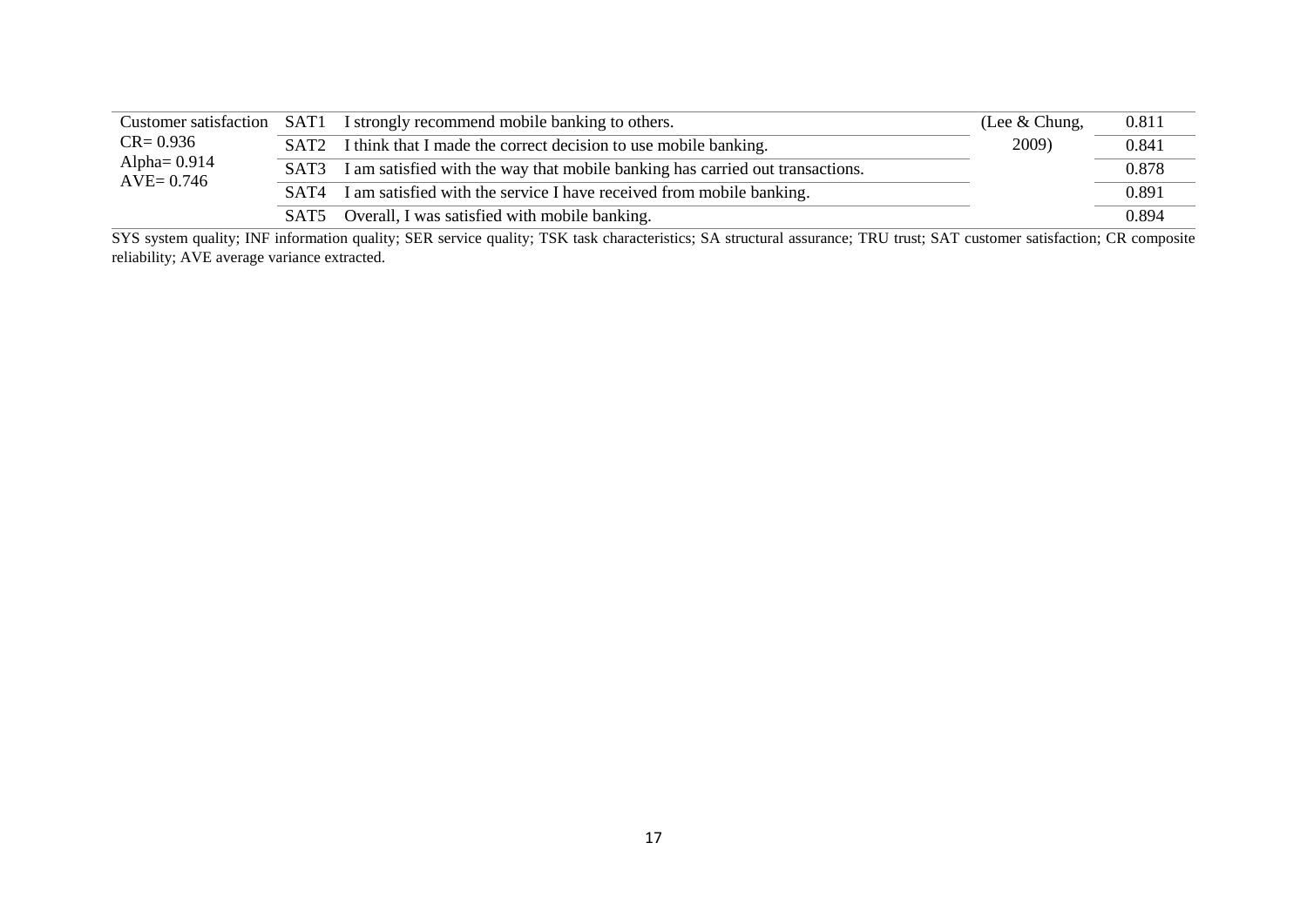| | | | | |
|---|---|---|---|---|
| Customer satisfaction CR= 0.936 Alpha= 0.914 AVE= 0.746 | SAT1 | I strongly recommend mobile banking to others. | (Lee & Chung, 2009) | 0.811 |
| | SAT2 | I think that I made the correct decision to use mobile banking. | | 0.841 |
| | SAT3 | I am satisfied with the way that mobile banking has carried out transactions. | | 0.878 |
| | SAT4 | I am satisfied with the service I have received from mobile banking. | | 0.891 |
| | SAT5 | Overall, I was satisfied with mobile banking. | | 0.894 |

SYS system quality; INF information quality; SER service quality; TSK task characteristics; SA structural assurance; TRU trust; SAT customer satisfaction; CR composite reliability; AVE average variance extracted.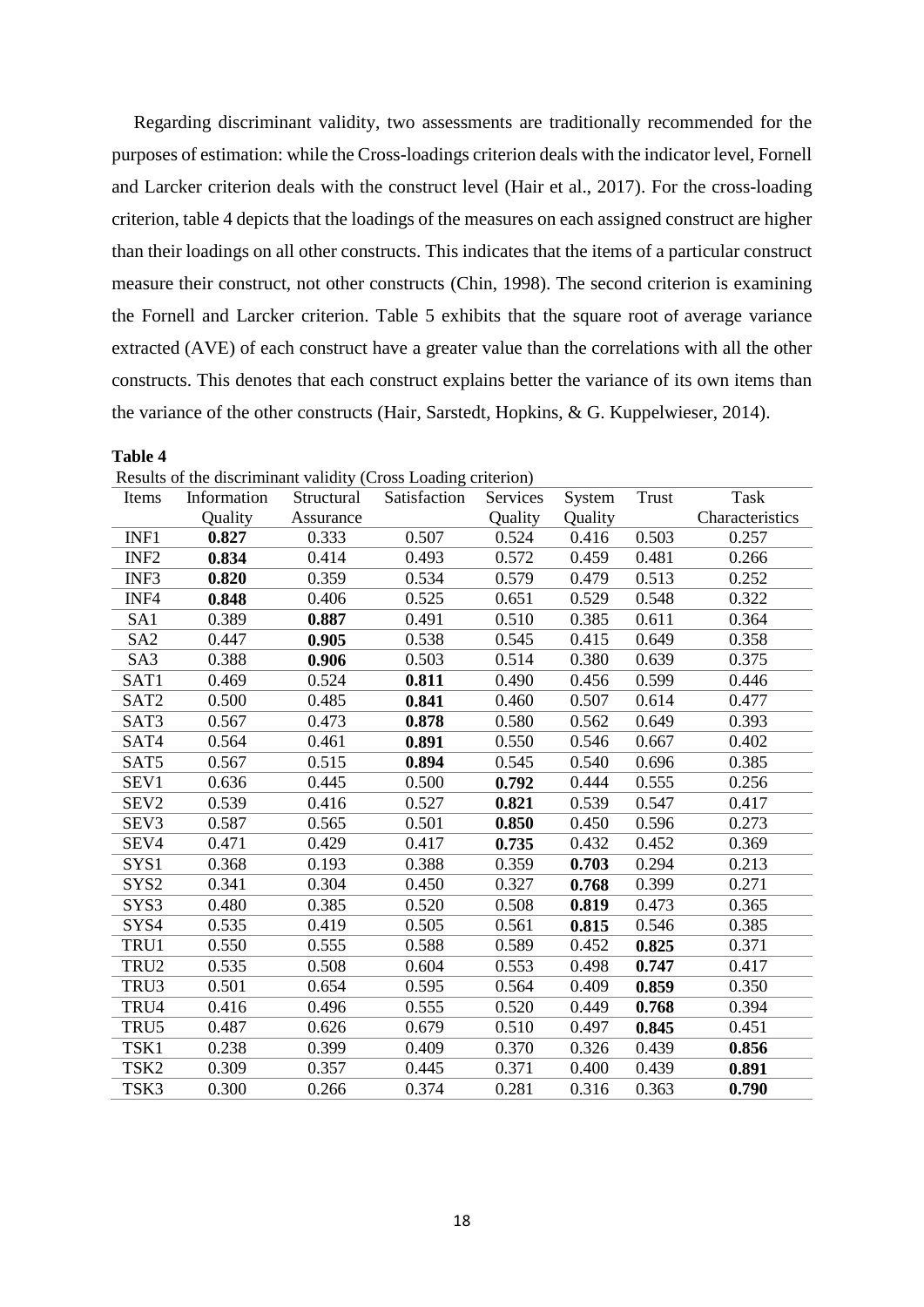Regarding discriminant validity, two assessments are traditionally recommended for the purposes of estimation: while the Cross-loadings criterion deals with the indicator level, Fornell and Larcker criterion deals with the construct level (Hair et al., 2017). For the cross-loading criterion, table 4 depicts that the loadings of the measures on each assigned construct are higher than their loadings on all other constructs. This indicates that the items of a particular construct measure their construct, not other constructs (Chin, 1998). The second criterion is examining the Fornell and Larcker criterion. Table 5 exhibits that the square root of average variance extracted (AVE) of each construct have a greater value than the correlations with all the other constructs. This denotes that each construct explains better the variance of its own items than the variance of the other constructs (Hair, Sarstedt, Hopkins, & G. Kuppelwieser, 2014).

**Table 4**

Results of the discriminant validity (Cross Loading criterion)

| Items | Information Quality | Structural Assurance | Satisfaction | Services Quality | System Quality | Trust | Task Characteristics |
|---|---|---|---|---|---|---|---|
| INF1 | **0.827** | 0.333 | 0.507 | 0.524 | 0.416 | 0.503 | 0.257 |
| INF2 | **0.834** | 0.414 | 0.493 | 0.572 | 0.459 | 0.481 | 0.266 |
| INF3 | **0.820** | 0.359 | 0.534 | 0.579 | 0.479 | 0.513 | 0.252 |
| INF4 | **0.848** | 0.406 | 0.525 | 0.651 | 0.529 | 0.548 | 0.322 |
| SA1 | 0.389 | **0.887** | 0.491 | 0.510 | 0.385 | 0.611 | 0.364 |
| SA2 | 0.447 | **0.905** | 0.538 | 0.545 | 0.415 | 0.649 | 0.358 |
| SA3 | 0.388 | **0.906** | 0.503 | 0.514 | 0.380 | 0.639 | 0.375 |
| SAT1 | 0.469 | 0.524 | **0.811** | 0.490 | 0.456 | 0.599 | 0.446 |
| SAT2 | 0.500 | 0.485 | **0.841** | 0.460 | 0.507 | 0.614 | 0.477 |
| SAT3 | 0.567 | 0.473 | **0.878** | 0.580 | 0.562 | 0.649 | 0.393 |
| SAT4 | 0.564 | 0.461 | **0.891** | 0.550 | 0.546 | 0.667 | 0.402 |
| SAT5 | 0.567 | 0.515 | **0.894** | 0.545 | 0.540 | 0.696 | 0.385 |
| SEV1 | 0.636 | 0.445 | 0.500 | **0.792** | 0.444 | 0.555 | 0.256 |
| SEV2 | 0.539 | 0.416 | 0.527 | **0.821** | 0.539 | 0.547 | 0.417 |
| SEV3 | 0.587 | 0.565 | 0.501 | **0.850** | 0.450 | 0.596 | 0.273 |
| SEV4 | 0.471 | 0.429 | 0.417 | **0.735** | 0.432 | 0.452 | 0.369 |
| SYS1 | 0.368 | 0.193 | 0.388 | 0.359 | **0.703** | 0.294 | 0.213 |
| SYS2 | 0.341 | 0.304 | 0.450 | 0.327 | **0.768** | 0.399 | 0.271 |
| SYS3 | 0.480 | 0.385 | 0.520 | 0.508 | **0.819** | 0.473 | 0.365 |
| SYS4 | 0.535 | 0.419 | 0.505 | 0.561 | **0.815** | 0.546 | 0.385 |
| TRU1 | 0.550 | 0.555 | 0.588 | 0.589 | 0.452 | **0.825** | 0.371 |
| TRU2 | 0.535 | 0.508 | 0.604 | 0.553 | 0.498 | **0.747** | 0.417 |
| TRU3 | 0.501 | 0.654 | 0.595 | 0.564 | 0.409 | **0.859** | 0.350 |
| TRU4 | 0.416 | 0.496 | 0.555 | 0.520 | 0.449 | **0.768** | 0.394 |
| TRU5 | 0.487 | 0.626 | 0.679 | 0.510 | 0.497 | **0.845** | 0.451 |
| TSK1 | 0.238 | 0.399 | 0.409 | 0.370 | 0.326 | 0.439 | **0.856** |
| TSK2 | 0.309 | 0.357 | 0.445 | 0.371 | 0.400 | 0.439 | **0.891** |
| TSK3 | 0.300 | 0.266 | 0.374 | 0.281 | 0.316 | 0.363 | **0.790** |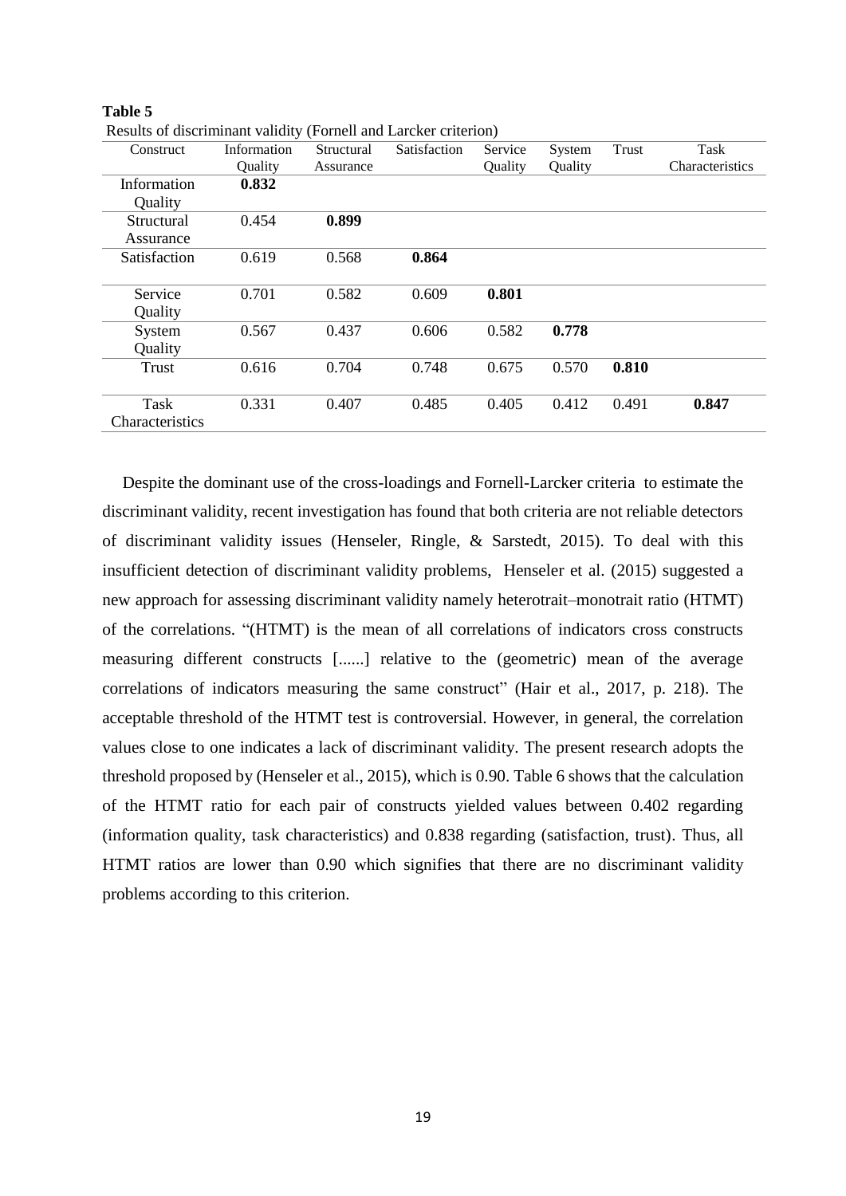**Table 5**

Results of discriminant validity (Fornell and Larcker criterion)

| Construct | Information Quality | Structural Assurance | Satisfaction | Service Quality | System Quality | Trust | Task Characteristics |
|---|---|---|---|---|---|---|---|
| Information Quality | **0.832** | | | | | | |
| Structural Assurance | 0.454 | **0.899** | | | | | |
| Satisfaction | 0.619 | 0.568 | **0.864** | | | | |
| Service Quality | 0.701 | 0.582 | 0.609 | **0.801** | | | |
| System Quality | 0.567 | 0.437 | 0.606 | 0.582 | **0.778** | | |
| Trust | 0.616 | 0.704 | 0.748 | 0.675 | 0.570 | **0.810** | |
| Task Characteristics | 0.331 | 0.407 | 0.485 | 0.405 | 0.412 | 0.491 | **0.847** |

Despite the dominant use of the cross-loadings and Fornell-Larcker criteria to estimate the discriminant validity, recent investigation has found that both criteria are not reliable detectors of discriminant validity issues (Henseler, Ringle, & Sarstedt, 2015). To deal with this insufficient detection of discriminant validity problems, Henseler et al. (2015) suggested a new approach for assessing discriminant validity namely heterotrait–monotrait ratio (HTMT) of the correlations. "(HTMT) is the mean of all correlations of indicators cross constructs measuring different constructs [......] relative to the (geometric) mean of the average correlations of indicators measuring the same construct" (Hair et al., 2017, p. 218). The acceptable threshold of the HTMT test is controversial. However, in general, the correlation values close to one indicates a lack of discriminant validity. The present research adopts the threshold proposed by (Henseler et al., 2015), which is 0.90. Table 6 shows that the calculation of the HTMT ratio for each pair of constructs yielded values between 0.402 regarding (information quality, task characteristics) and 0.838 regarding (satisfaction, trust). Thus, all HTMT ratios are lower than 0.90 which signifies that there are no discriminant validity problems according to this criterion.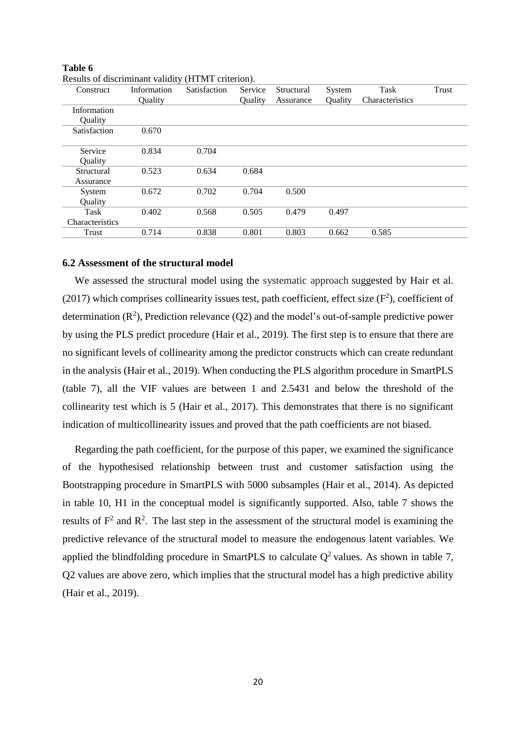**Table 6**

Results of discriminant validity (HTMT criterion).

| Construct | Information Quality | Satisfaction | Service Quality | Structural Assurance | System Quality | Task Characteristics | Trust |
|---|---|---|---|---|---|---|---|
| Information Quality | | | | | | | |
| Satisfaction | 0.670 | | | | | | |
| Service Quality | 0.834 | 0.704 | | | | | |
| Structural Assurance | 0.523 | 0.634 | 0.684 | | | | |
| System Quality | 0.672 | 0.702 | 0.704 | 0.500 | | | |
| Task Characteristics | 0.402 | 0.568 | 0.505 | 0.479 | 0.497 | | |
| Trust | 0.714 | 0.838 | 0.801 | 0.803 | 0.662 | 0.585 | |

### 6.2 Assessment of the structural model

We assessed the structural model using the systematic approach suggested by Hair et al. (2017) which comprises collinearity issues test, path coefficient, effect size ($F^2$), coefficient of determination ($R^2$), Prediction relevance (Q2) and the model's out-of-sample predictive power by using the PLS predict procedure (Hair et al., 2019). The first step is to ensure that there are no significant levels of collinearity among the predictor constructs which can create redundant in the analysis (Hair et al., 2019). When conducting the PLS algorithm procedure in SmartPLS (table 7), all the VIF values are between 1 and 2.5431 and below the threshold of the collinearity test which is 5 (Hair et al., 2017). This demonstrates that there is no significant indication of multicollinearity issues and proved that the path coefficients are not biased.

Regarding the path coefficient, for the purpose of this paper, we examined the significance of the hypothesised relationship between trust and customer satisfaction using the Bootstrapping procedure in SmartPLS with 5000 subsamples (Hair et al., 2014). As depicted in table 10, H1 in the conceptual model is significantly supported. Also, table 7 shows the results of $F^2$ and $R^2$. The last step in the assessment of the structural model is examining the predictive relevance of the structural model to measure the endogenous latent variables. We applied the blindfolding procedure in SmartPLS to calculate $Q^2$ values. As shown in table 7, Q2 values are above zero, which implies that the structural model has a high predictive ability (Hair et al., 2019).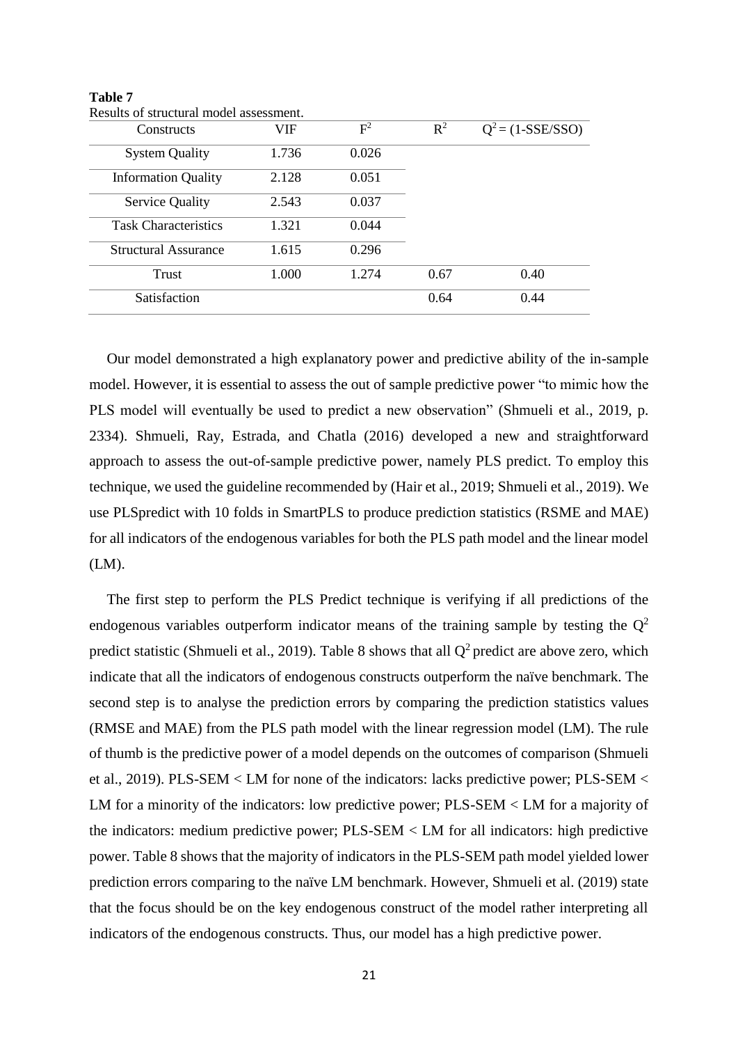**Table 7**
Results of structural model assessment.

| Constructs | VIF | $F^2$ | $R^2$ | $Q^2 = (1\text{-SSE/SSO})$ |
|---|---|---|---|---|
| System Quality | 1.736 | 0.026 | | |
| Information Quality | 2.128 | 0.051 | | |
| Service Quality | 2.543 | 0.037 | | |
| Task Characteristics | 1.321 | 0.044 | | |
| Structural Assurance | 1.615 | 0.296 | | |
| Trust | 1.000 | 1.274 | 0.67 | 0.40 |
| Satisfaction | | | 0.64 | 0.44 |

Our model demonstrated a high explanatory power and predictive ability of the in-sample model. However, it is essential to assess the out of sample predictive power "to mimic how the PLS model will eventually be used to predict a new observation" (Shmueli et al., 2019, p. 2334). Shmueli, Ray, Estrada, and Chatla (2016) developed a new and straightforward approach to assess the out-of-sample predictive power, namely PLS predict. To employ this technique, we used the guideline recommended by (Hair et al., 2019; Shmueli et al., 2019). We use PLSpredict with 10 folds in SmartPLS to produce prediction statistics (RSME and MAE) for all indicators of the endogenous variables for both the PLS path model and the linear model (LM).

The first step to perform the PLS Predict technique is verifying if all predictions of the endogenous variables outperform indicator means of the training sample by testing the $Q^2$ predict statistic (Shmueli et al., 2019). Table 8 shows that all $Q^2$ predict are above zero, which indicate that all the indicators of endogenous constructs outperform the naïve benchmark. The second step is to analyse the prediction errors by comparing the prediction statistics values (RMSE and MAE) from the PLS path model with the linear regression model (LM). The rule of thumb is the predictive power of a model depends on the outcomes of comparison (Shmueli et al., 2019). PLS-SEM < LM for none of the indicators: lacks predictive power; PLS-SEM < LM for a minority of the indicators: low predictive power; PLS-SEM < LM for a majority of the indicators: medium predictive power; PLS-SEM < LM for all indicators: high predictive power. Table 8 shows that the majority of indicators in the PLS-SEM path model yielded lower prediction errors comparing to the naïve LM benchmark. However, Shmueli et al. (2019) state that the focus should be on the key endogenous construct of the model rather interpreting all indicators of the endogenous constructs. Thus, our model has a high predictive power.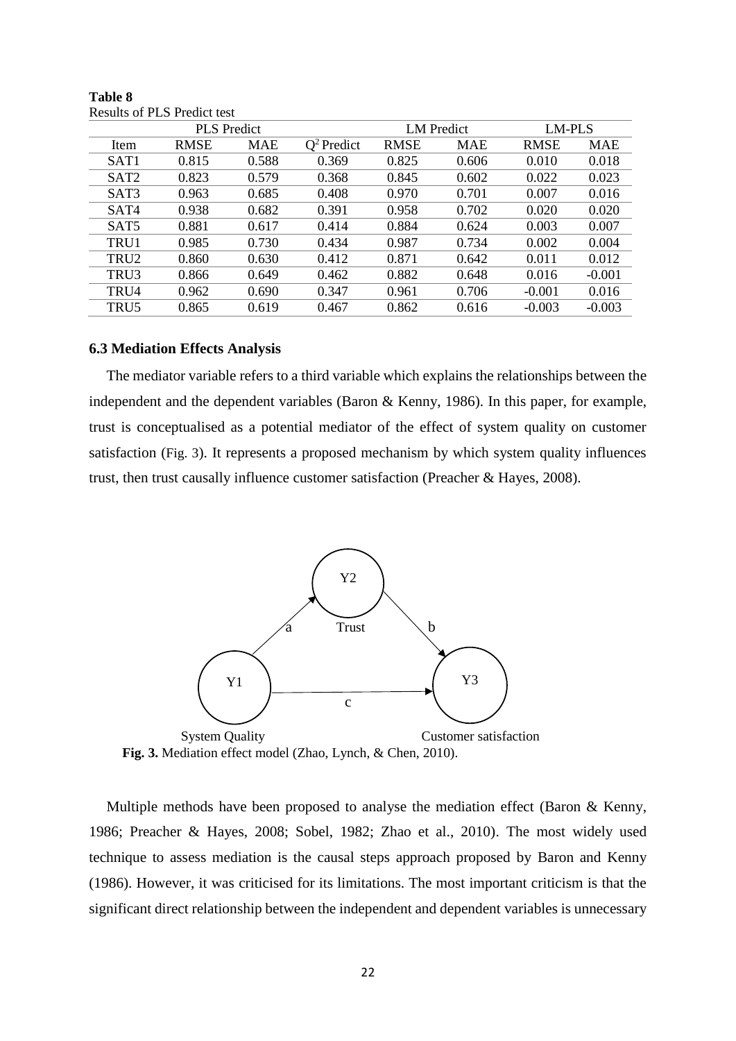**Table 8**
Results of PLS Predict test

| | PLS Predict | | | LM Predict | | LM-PLS | |
|---|---|---|---|---|---|---|---|
| Item | RMSE | MAE | $Q^2$ Predict | RMSE | MAE | RMSE | MAE |
| SAT1 | 0.815 | 0.588 | 0.369 | 0.825 | 0.606 | 0.010 | 0.018 |
| SAT2 | 0.823 | 0.579 | 0.368 | 0.845 | 0.602 | 0.022 | 0.023 |
| SAT3 | 0.963 | 0.685 | 0.408 | 0.970 | 0.701 | 0.007 | 0.016 |
| SAT4 | 0.938 | 0.682 | 0.391 | 0.958 | 0.702 | 0.020 | 0.020 |
| SAT5 | 0.881 | 0.617 | 0.414 | 0.884 | 0.624 | 0.003 | 0.007 |
| TRU1 | 0.985 | 0.730 | 0.434 | 0.987 | 0.734 | 0.002 | 0.004 |
| TRU2 | 0.860 | 0.630 | 0.412 | 0.871 | 0.642 | 0.011 | 0.012 |
| TRU3 | 0.866 | 0.649 | 0.462 | 0.882 | 0.648 | 0.016 | -0.001 |
| TRU4 | 0.962 | 0.690 | 0.347 | 0.961 | 0.706 | -0.001 | 0.016 |
| TRU5 | 0.865 | 0.619 | 0.467 | 0.862 | 0.616 | -0.003 | -0.003 |

### 6.3 Mediation Effects Analysis

The mediator variable refers to a third variable which explains the relationships between the independent and the dependent variables (Baron & Kenny, 1986). In this paper, for example, trust is conceptualised as a potential mediator of the effect of system quality on customer satisfaction (Fig. 3). It represents a proposed mechanism by which system quality influences trust, then trust causally influence customer satisfaction (Preacher & Hayes, 2008).

**Fig. 3.** Mediation effect model (Zhao, Lynch, & Chen, 2010).

Multiple methods have been proposed to analyse the mediation effect (Baron & Kenny, 1986; Preacher & Hayes, 2008; Sobel, 1982; Zhao et al., 2010). The most widely used technique to assess mediation is the causal steps approach proposed by Baron and Kenny (1986). However, it was criticised for its limitations. The most important criticism is that the significant direct relationship between the independent and dependent variables is unnecessary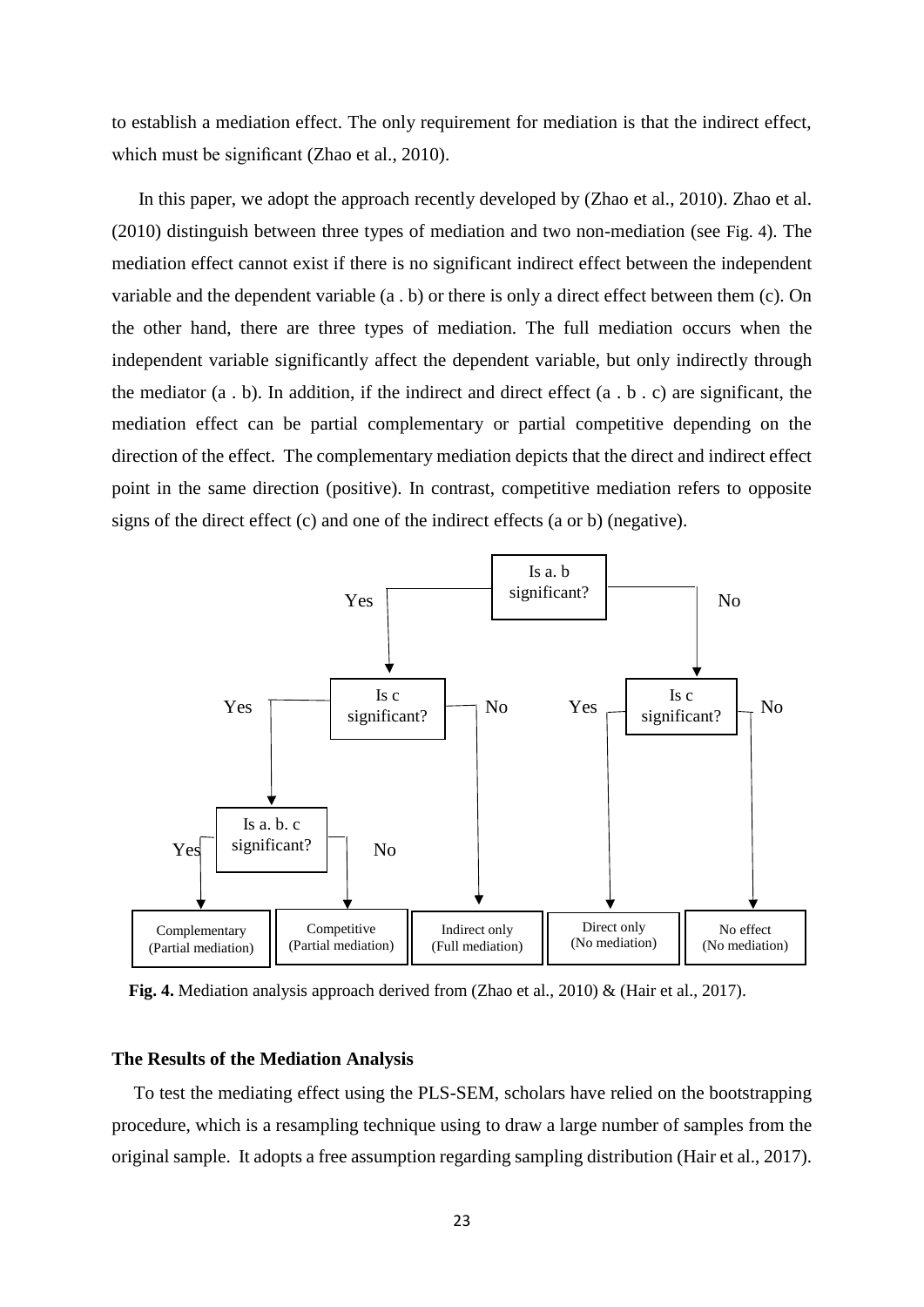to establish a mediation effect. The only requirement for mediation is that the indirect effect, which must be significant (Zhao et al., 2010).

In this paper, we adopt the approach recently developed by (Zhao et al., 2010). Zhao et al. (2010) distinguish between three types of mediation and two non-mediation (see Fig. 4). The mediation effect cannot exist if there is no significant indirect effect between the independent variable and the dependent variable (a . b) or there is only a direct effect between them (c). On the other hand, there are three types of mediation. The full mediation occurs when the independent variable significantly affect the dependent variable, but only indirectly through the mediator (a . b). In addition, if the indirect and direct effect (a . b . c) are significant, the mediation effect can be partial complementary or partial competitive depending on the direction of the effect. The complementary mediation depicts that the direct and indirect effect point in the same direction (positive). In contrast, competitive mediation refers to opposite signs of the direct effect (c) and one of the indirect effects (a or b) (negative).

Is a. b significant?

- Yes → Is c significant?
  - Yes → Is a. b. c significant?
    - Yes → Complementary (Partial mediation)
    - No → Competitive (Partial mediation)
  - No → Indirect only (Full mediation)
- No → Is c significant?
  - Yes → Direct only (No mediation)
  - No → No effect (No mediation)

**Fig. 4.** Mediation analysis approach derived from (Zhao et al., 2010) & (Hair et al., 2017).

### The Results of the Mediation Analysis

To test the mediating effect using the PLS-SEM, scholars have relied on the bootstrapping procedure, which is a resampling technique using to draw a large number of samples from the original sample. It adopts a free assumption regarding sampling distribution (Hair et al., 2017).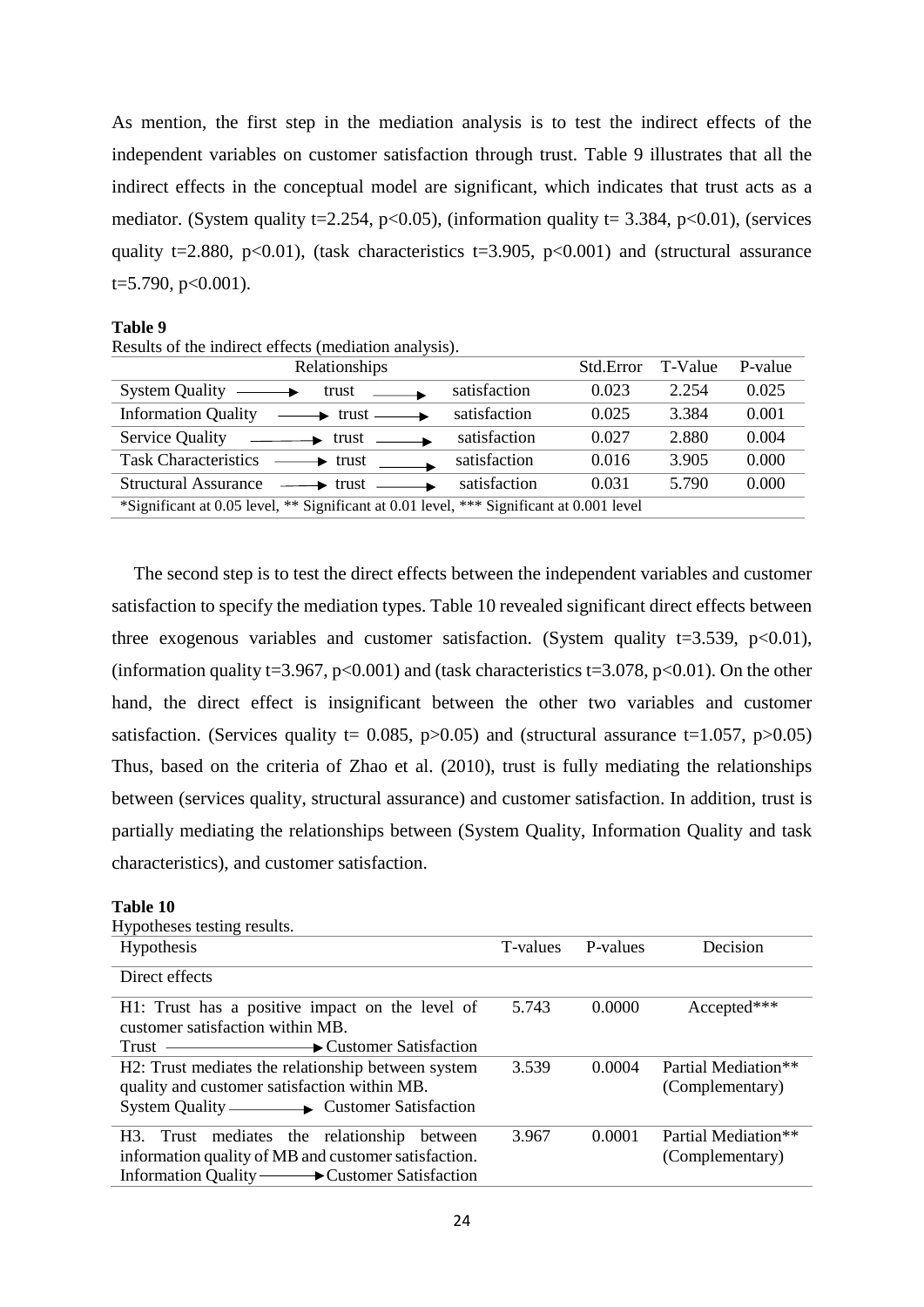As mention, the first step in the mediation analysis is to test the indirect effects of the independent variables on customer satisfaction through trust. Table 9 illustrates that all the indirect effects in the conceptual model are significant, which indicates that trust acts as a mediator. (System quality t=2.254, $p<0.05$), (information quality t= 3.384, $p<0.01$), (services quality t=2.880, $p<0.01$), (task characteristics t=3.905, $p<0.001$) and (structural assurance t=5.790, $p<0.001$).

**Table 9**

Results of the indirect effects (mediation analysis).

| Relationships | Std.Error | T-Value | P-value |
|---|---|---|---|
| System Quality → trust → satisfaction | 0.023 | 2.254 | 0.025 |
| Information Quality → trust → satisfaction | 0.025 | 3.384 | 0.001 |
| Service Quality → trust → satisfaction | 0.027 | 2.880 | 0.004 |
| Task Characteristics → trust → satisfaction | 0.016 | 3.905 | 0.000 |
| Structural Assurance → trust → satisfaction | 0.031 | 5.790 | 0.000 |

*Significant at 0.05 level, ** Significant at 0.01 level, *** Significant at 0.001 level

The second step is to test the direct effects between the independent variables and customer satisfaction to specify the mediation types. Table 10 revealed significant direct effects between three exogenous variables and customer satisfaction. (System quality t=3.539, $p<0.01$), (information quality t=3.967, $p<0.001$) and (task characteristics t=3.078, $p<0.01$). On the other hand, the direct effect is insignificant between the other two variables and customer satisfaction. (Services quality t= 0.085, $p>0.05$) and (structural assurance t=1.057, $p>0.05$) Thus, based on the criteria of Zhao et al. (2010), trust is fully mediating the relationships between (services quality, structural assurance) and customer satisfaction. In addition, trust is partially mediating the relationships between (System Quality, Information Quality and task characteristics), and customer satisfaction.

**Table 10**

Hypotheses testing results.

| Hypothesis | T-values | P-values | Decision |
|---|---|---|---|
| Direct effects | | | |
| H1: Trust has a positive impact on the level of customer satisfaction within MB. Trust → Customer Satisfaction | 5.743 | 0.0000 | Accepted*** |
| H2: Trust mediates the relationship between system quality and customer satisfaction within MB. System Quality → Customer Satisfaction | 3.539 | 0.0004 | Partial Mediation** (Complementary) |
| H3. Trust mediates the relationship between information quality of MB and customer satisfaction. Information Quality → Customer Satisfaction | 3.967 | 0.0001 | Partial Mediation** (Complementary) |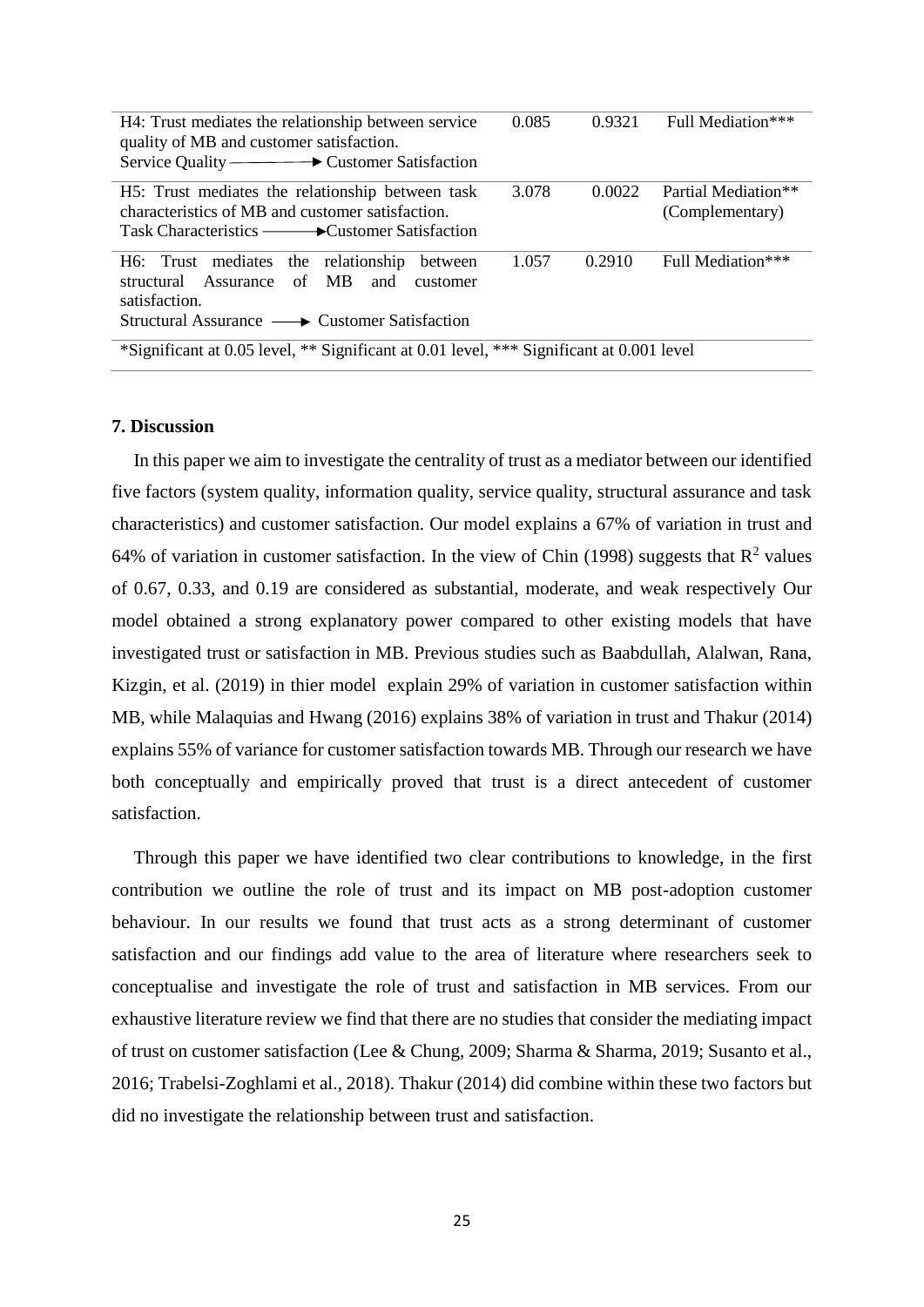| | | | |
|---|---|---|---|
| H4: Trust mediates the relationship between service quality of MB and customer satisfaction. Service Quality ⟶ Customer Satisfaction | 0.085 | 0.9321 | Full Mediation*** |
| H5: Trust mediates the relationship between task characteristics of MB and customer satisfaction. Task Characteristics ⟶ Customer Satisfaction | 3.078 | 0.0022 | Partial Mediation** (Complementary) |
| H6: Trust mediates the relationship between structural Assurance of MB and customer satisfaction. Structural Assurance ⟶ Customer Satisfaction | 1.057 | 0.2910 | Full Mediation*** |

*Significant at 0.05 level, ** Significant at 0.01 level, *** Significant at 0.001 level

### 7. Discussion

In this paper we aim to investigate the centrality of trust as a mediator between our identified five factors (system quality, information quality, service quality, structural assurance and task characteristics) and customer satisfaction. Our model explains a 67% of variation in trust and 64% of variation in customer satisfaction. In the view of Chin (1998) suggests that $R^2$ values of 0.67, 0.33, and 0.19 are considered as substantial, moderate, and weak respectively Our model obtained a strong explanatory power compared to other existing models that have investigated trust or satisfaction in MB. Previous studies such as Baabdullah, Alalwan, Rana, Kizgin, et al. (2019) in thier model explain 29% of variation in customer satisfaction within MB, while Malaquias and Hwang (2016) explains 38% of variation in trust and Thakur (2014) explains 55% of variance for customer satisfaction towards MB. Through our research we have both conceptually and empirically proved that trust is a direct antecedent of customer satisfaction.

Through this paper we have identified two clear contributions to knowledge, in the first contribution we outline the role of trust and its impact on MB post-adoption customer behaviour. In our results we found that trust acts as a strong determinant of customer satisfaction and our findings add value to the area of literature where researchers seek to conceptualise and investigate the role of trust and satisfaction in MB services. From our exhaustive literature review we find that there are no studies that consider the mediating impact of trust on customer satisfaction (Lee & Chung, 2009; Sharma & Sharma, 2019; Susanto et al., 2016; Trabelsi-Zoghlami et al., 2018). Thakur (2014) did combine within these two factors but did no investigate the relationship between trust and satisfaction.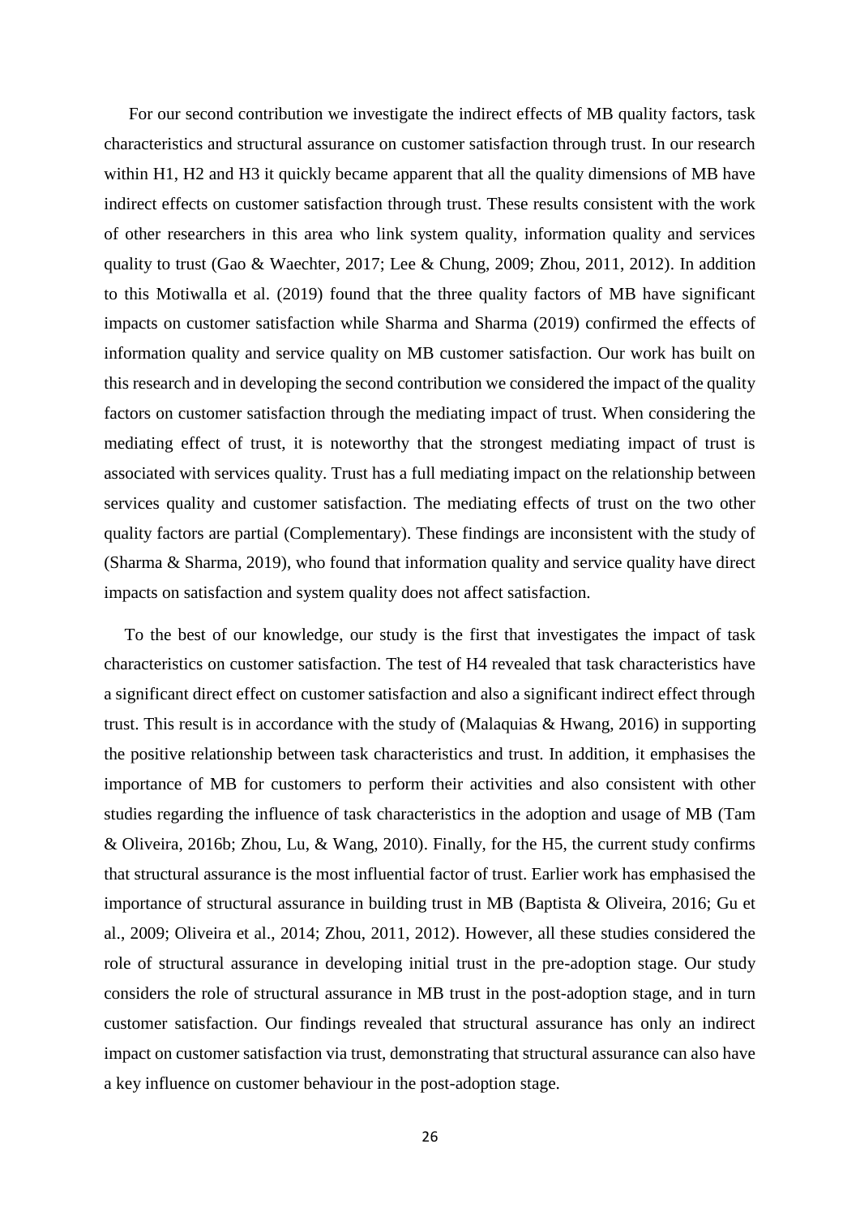For our second contribution we investigate the indirect effects of MB quality factors, task characteristics and structural assurance on customer satisfaction through trust. In our research within H1, H2 and H3 it quickly became apparent that all the quality dimensions of MB have indirect effects on customer satisfaction through trust. These results consistent with the work of other researchers in this area who link system quality, information quality and services quality to trust (Gao & Waechter, 2017; Lee & Chung, 2009; Zhou, 2011, 2012). In addition to this Motiwalla et al. (2019) found that the three quality factors of MB have significant impacts on customer satisfaction while Sharma and Sharma (2019) confirmed the effects of information quality and service quality on MB customer satisfaction. Our work has built on this research and in developing the second contribution we considered the impact of the quality factors on customer satisfaction through the mediating impact of trust. When considering the mediating effect of trust, it is noteworthy that the strongest mediating impact of trust is associated with services quality. Trust has a full mediating impact on the relationship between services quality and customer satisfaction. The mediating effects of trust on the two other quality factors are partial (Complementary). These findings are inconsistent with the study of (Sharma & Sharma, 2019), who found that information quality and service quality have direct impacts on satisfaction and system quality does not affect satisfaction.

To the best of our knowledge, our study is the first that investigates the impact of task characteristics on customer satisfaction. The test of H4 revealed that task characteristics have a significant direct effect on customer satisfaction and also a significant indirect effect through trust. This result is in accordance with the study of (Malaquias & Hwang, 2016) in supporting the positive relationship between task characteristics and trust. In addition, it emphasises the importance of MB for customers to perform their activities and also consistent with other studies regarding the influence of task characteristics in the adoption and usage of MB (Tam & Oliveira, 2016b; Zhou, Lu, & Wang, 2010). Finally, for the H5, the current study confirms that structural assurance is the most influential factor of trust. Earlier work has emphasised the importance of structural assurance in building trust in MB (Baptista & Oliveira, 2016; Gu et al., 2009; Oliveira et al., 2014; Zhou, 2011, 2012). However, all these studies considered the role of structural assurance in developing initial trust in the pre-adoption stage. Our study considers the role of structural assurance in MB trust in the post-adoption stage, and in turn customer satisfaction. Our findings revealed that structural assurance has only an indirect impact on customer satisfaction via trust, demonstrating that structural assurance can also have a key influence on customer behaviour in the post-adoption stage.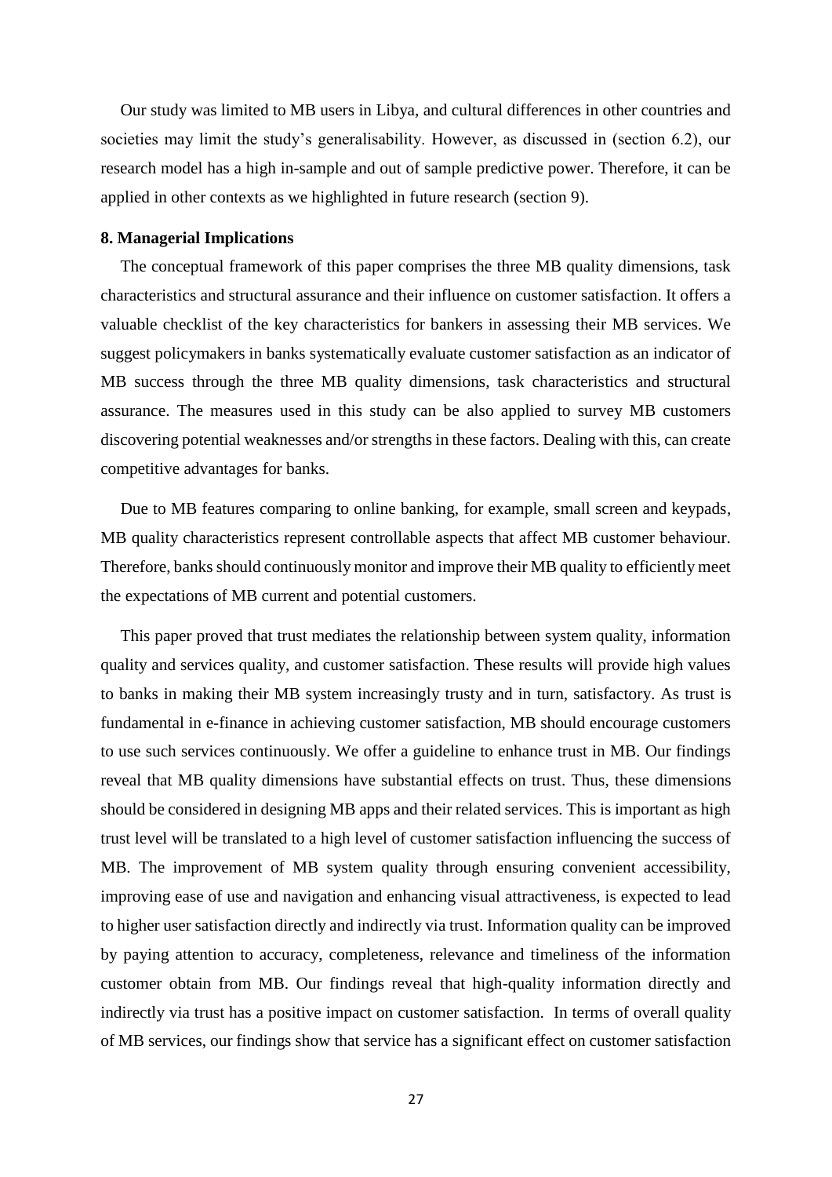Our study was limited to MB users in Libya, and cultural differences in other countries and societies may limit the study's generalisability. However, as discussed in (section 6.2), our research model has a high in-sample and out of sample predictive power. Therefore, it can be applied in other contexts as we highlighted in future research (section 9).

## 8. Managerial Implications

The conceptual framework of this paper comprises the three MB quality dimensions, task characteristics and structural assurance and their influence on customer satisfaction. It offers a valuable checklist of the key characteristics for bankers in assessing their MB services. We suggest policymakers in banks systematically evaluate customer satisfaction as an indicator of MB success through the three MB quality dimensions, task characteristics and structural assurance. The measures used in this study can be also applied to survey MB customers discovering potential weaknesses and/or strengths in these factors. Dealing with this, can create competitive advantages for banks.

Due to MB features comparing to online banking, for example, small screen and keypads, MB quality characteristics represent controllable aspects that affect MB customer behaviour. Therefore, banks should continuously monitor and improve their MB quality to efficiently meet the expectations of MB current and potential customers.

This paper proved that trust mediates the relationship between system quality, information quality and services quality, and customer satisfaction. These results will provide high values to banks in making their MB system increasingly trusty and in turn, satisfactory. As trust is fundamental in e-finance in achieving customer satisfaction, MB should encourage customers to use such services continuously. We offer a guideline to enhance trust in MB. Our findings reveal that MB quality dimensions have substantial effects on trust. Thus, these dimensions should be considered in designing MB apps and their related services. This is important as high trust level will be translated to a high level of customer satisfaction influencing the success of MB. The improvement of MB system quality through ensuring convenient accessibility, improving ease of use and navigation and enhancing visual attractiveness, is expected to lead to higher user satisfaction directly and indirectly via trust. Information quality can be improved by paying attention to accuracy, completeness, relevance and timeliness of the information customer obtain from MB. Our findings reveal that high-quality information directly and indirectly via trust has a positive impact on customer satisfaction. In terms of overall quality of MB services, our findings show that service has a significant effect on customer satisfaction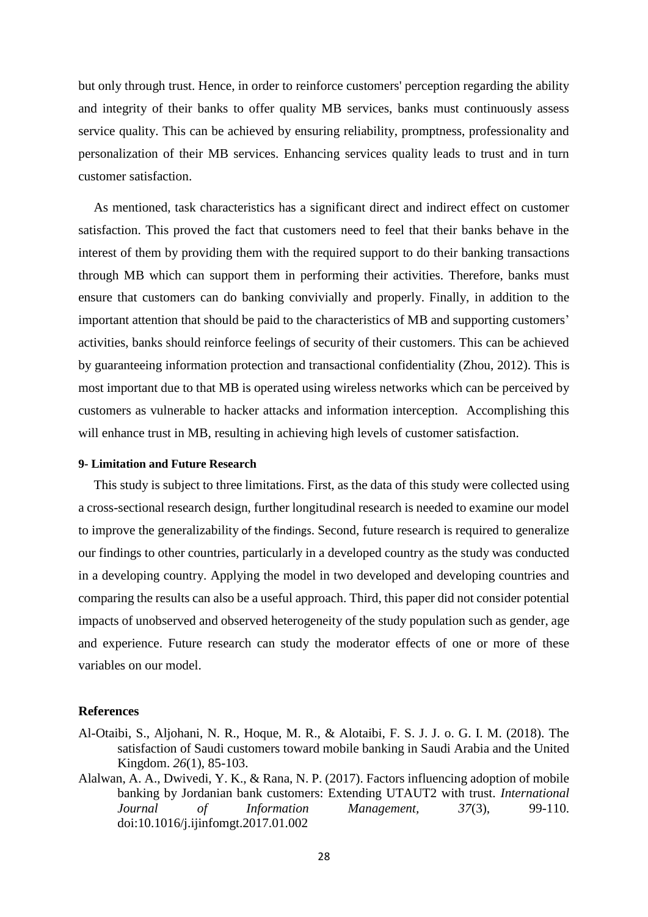but only through trust. Hence, in order to reinforce customers' perception regarding the ability and integrity of their banks to offer quality MB services, banks must continuously assess service quality. This can be achieved by ensuring reliability, promptness, professionality and personalization of their MB services. Enhancing services quality leads to trust and in turn customer satisfaction.

As mentioned, task characteristics has a significant direct and indirect effect on customer satisfaction. This proved the fact that customers need to feel that their banks behave in the interest of them by providing them with the required support to do their banking transactions through MB which can support them in performing their activities. Therefore, banks must ensure that customers can do banking convivially and properly. Finally, in addition to the important attention that should be paid to the characteristics of MB and supporting customers' activities, banks should reinforce feelings of security of their customers. This can be achieved by guaranteeing information protection and transactional confidentiality (Zhou, 2012). This is most important due to that MB is operated using wireless networks which can be perceived by customers as vulnerable to hacker attacks and information interception. Accomplishing this will enhance trust in MB, resulting in achieving high levels of customer satisfaction.

#### 9- Limitation and Future Research

This study is subject to three limitations. First, as the data of this study were collected using a cross-sectional research design, further longitudinal research is needed to examine our model to improve the generalizability of the findings. Second, future research is required to generalize our findings to other countries, particularly in a developed country as the study was conducted in a developing country. Applying the model in two developed and developing countries and comparing the results can also be a useful approach. Third, this paper did not consider potential impacts of unobserved and observed heterogeneity of the study population such as gender, age and experience. Future research can study the moderator effects of one or more of these variables on our model.

### References

Al-Otaibi, S., Aljohani, N. R., Hoque, M. R., & Alotaibi, F. S. J. J. o. G. I. M. (2018). The satisfaction of Saudi customers toward mobile banking in Saudi Arabia and the United Kingdom. *26*(1), 85-103.

Alalwan, A. A., Dwivedi, Y. K., & Rana, N. P. (2017). Factors influencing adoption of mobile banking by Jordanian bank customers: Extending UTAUT2 with trust. *International Journal of Information Management, 37*(3), 99-110. doi:10.1016/j.ijinfomgt.2017.01.002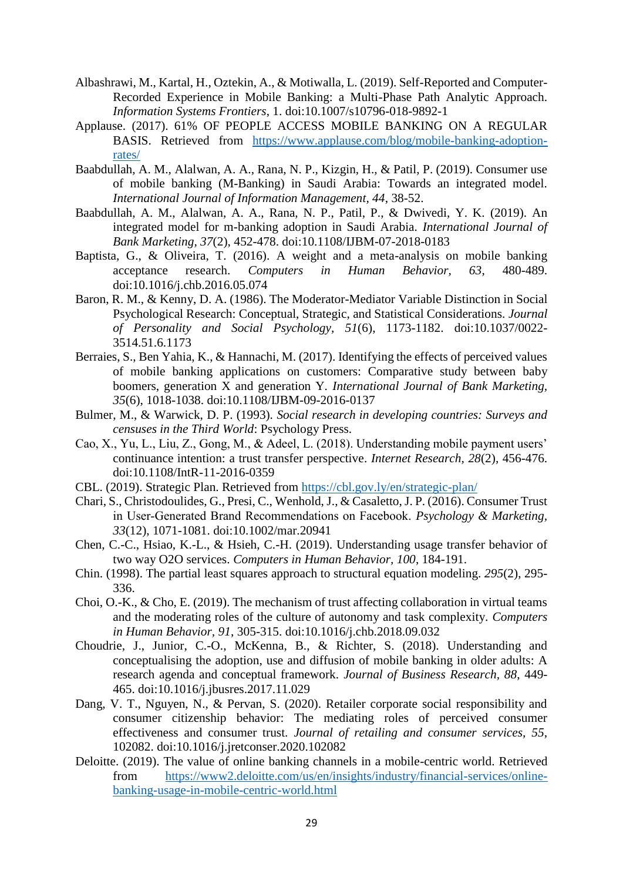Albashrawi, M., Kartal, H., Oztekin, A., & Motiwalla, L. (2019). Self-Reported and Computer-Recorded Experience in Mobile Banking: a Multi-Phase Path Analytic Approach. *Information Systems Frontiers*, 1. doi:10.1007/s10796-018-9892-1

Applause. (2017). 61% OF PEOPLE ACCESS MOBILE BANKING ON A REGULAR BASIS. Retrieved from https://www.applause.com/blog/mobile-banking-adoption-rates/

Baabdullah, A. M., Alalwan, A. A., Rana, N. P., Kizgin, H., & Patil, P. (2019). Consumer use of mobile banking (M-Banking) in Saudi Arabia: Towards an integrated model. *International Journal of Information Management*, *44*, 38-52.

Baabdullah, A. M., Alalwan, A. A., Rana, N. P., Patil, P., & Dwivedi, Y. K. (2019). An integrated model for m-banking adoption in Saudi Arabia. *International Journal of Bank Marketing, 37*(2), 452-478. doi:10.1108/IJBM-07-2018-0183

Baptista, G., & Oliveira, T. (2016). A weight and a meta-analysis on mobile banking acceptance research. *Computers in Human Behavior, 63*, 480-489. doi:10.1016/j.chb.2016.05.074

Baron, R. M., & Kenny, D. A. (1986). The Moderator-Mediator Variable Distinction in Social Psychological Research: Conceptual, Strategic, and Statistical Considerations. *Journal of Personality and Social Psychology, 51*(6), 1173-1182. doi:10.1037/0022-3514.51.6.1173

Berraies, S., Ben Yahia, K., & Hannachi, M. (2017). Identifying the effects of perceived values of mobile banking applications on customers: Comparative study between baby boomers, generation X and generation Y. *International Journal of Bank Marketing, 35*(6), 1018-1038. doi:10.1108/IJBM-09-2016-0137

Bulmer, M., & Warwick, D. P. (1993). *Social research in developing countries: Surveys and censuses in the Third World*: Psychology Press.

Cao, X., Yu, L., Liu, Z., Gong, M., & Adeel, L. (2018). Understanding mobile payment users' continuance intention: a trust transfer perspective. *Internet Research, 28*(2), 456-476. doi:10.1108/IntR-11-2016-0359

CBL. (2019). Strategic Plan. Retrieved from https://cbl.gov.ly/en/strategic-plan/

Chari, S., Christodoulides, G., Presi, C., Wenhold, J., & Casaletto, J. P. (2016). Consumer Trust in User-Generated Brand Recommendations on Facebook. *Psychology & Marketing, 33*(12), 1071-1081. doi:10.1002/mar.20941

Chen, C.-C., Hsiao, K.-L., & Hsieh, C.-H. (2019). Understanding usage transfer behavior of two way O2O services. *Computers in Human Behavior, 100*, 184-191.

Chin. (1998). The partial least squares approach to structural equation modeling. *295*(2), 295-336.

Choi, O.-K., & Cho, E. (2019). The mechanism of trust affecting collaboration in virtual teams and the moderating roles of the culture of autonomy and task complexity. *Computers in Human Behavior, 91*, 305-315. doi:10.1016/j.chb.2018.09.032

Choudrie, J., Junior, C.-O., McKenna, B., & Richter, S. (2018). Understanding and conceptualising the adoption, use and diffusion of mobile banking in older adults: A research agenda and conceptual framework. *Journal of Business Research, 88*, 449-465. doi:10.1016/j.jbusres.2017.11.029

Dang, V. T., Nguyen, N., & Pervan, S. (2020). Retailer corporate social responsibility and consumer citizenship behavior: The mediating roles of perceived consumer effectiveness and consumer trust. *Journal of retailing and consumer services, 55*, 102082. doi:10.1016/j.jretconser.2020.102082

Deloitte. (2019). The value of online banking channels in a mobile-centric world. Retrieved from https://www2.deloitte.com/us/en/insights/industry/financial-services/online-banking-usage-in-mobile-centric-world.html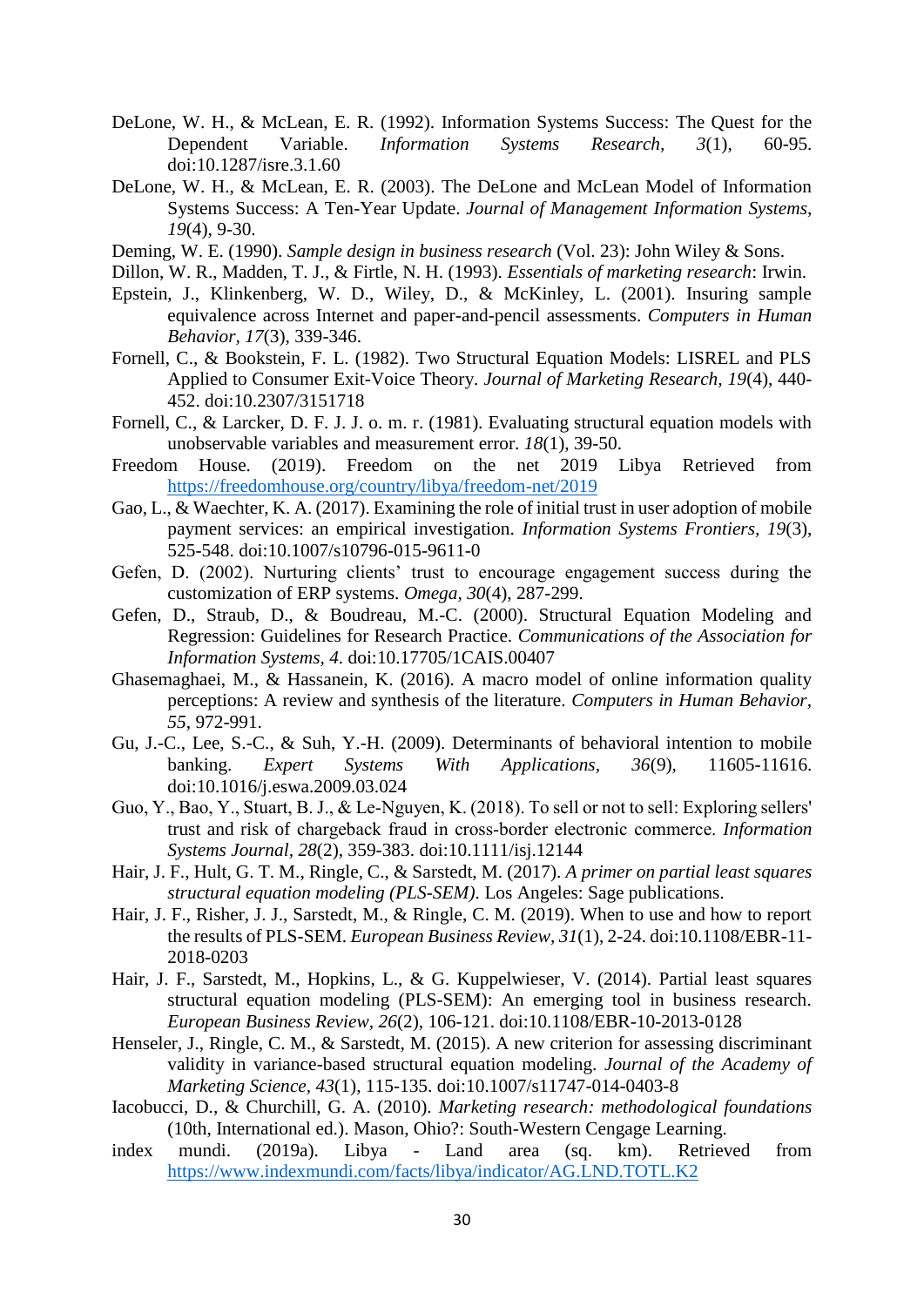DeLone, W. H., & McLean, E. R. (1992). Information Systems Success: The Quest for the Dependent Variable. *Information Systems Research, 3*(1), 60-95. doi:10.1287/isre.3.1.60

DeLone, W. H., & McLean, E. R. (2003). The DeLone and McLean Model of Information Systems Success: A Ten-Year Update. *Journal of Management Information Systems, 19*(4), 9-30.

Deming, W. E. (1990). *Sample design in business research* (Vol. 23): John Wiley & Sons.

Dillon, W. R., Madden, T. J., & Firtle, N. H. (1993). *Essentials of marketing research*: Irwin.

Epstein, J., Klinkenberg, W. D., Wiley, D., & McKinley, L. (2001). Insuring sample equivalence across Internet and paper-and-pencil assessments. *Computers in Human Behavior, 17*(3), 339-346.

Fornell, C., & Bookstein, F. L. (1982). Two Structural Equation Models: LISREL and PLS Applied to Consumer Exit-Voice Theory. *Journal of Marketing Research, 19*(4), 440-452. doi:10.2307/3151718

Fornell, C., & Larcker, D. F. J. J. o. m. r. (1981). Evaluating structural equation models with unobservable variables and measurement error. *18*(1), 39-50.

Freedom House. (2019). Freedom on the net 2019 Libya Retrieved from https://freedomhouse.org/country/libya/freedom-net/2019

Gao, L., & Waechter, K. A. (2017). Examining the role of initial trust in user adoption of mobile payment services: an empirical investigation. *Information Systems Frontiers, 19*(3), 525-548. doi:10.1007/s10796-015-9611-0

Gefen, D. (2002). Nurturing clients' trust to encourage engagement success during the customization of ERP systems. *Omega, 30*(4), 287-299.

Gefen, D., Straub, D., & Boudreau, M.-C. (2000). Structural Equation Modeling and Regression: Guidelines for Research Practice. *Communications of the Association for Information Systems, 4*. doi:10.17705/1CAIS.00407

Ghasemaghaei, M., & Hassanein, K. (2016). A macro model of online information quality perceptions: A review and synthesis of the literature. *Computers in Human Behavior, 55*, 972-991.

Gu, J.-C., Lee, S.-C., & Suh, Y.-H. (2009). Determinants of behavioral intention to mobile banking. *Expert Systems With Applications, 36*(9), 11605-11616. doi:10.1016/j.eswa.2009.03.024

Guo, Y., Bao, Y., Stuart, B. J., & Le-Nguyen, K. (2018). To sell or not to sell: Exploring sellers' trust and risk of chargeback fraud in cross-border electronic commerce. *Information Systems Journal, 28*(2), 359-383. doi:10.1111/isj.12144

Hair, J. F., Hult, G. T. M., Ringle, C., & Sarstedt, M. (2017). *A primer on partial least squares structural equation modeling (PLS-SEM)*. Los Angeles: Sage publications.

Hair, J. F., Risher, J. J., Sarstedt, M., & Ringle, C. M. (2019). When to use and how to report the results of PLS-SEM. *European Business Review, 31*(1), 2-24. doi:10.1108/EBR-11-2018-0203

Hair, J. F., Sarstedt, M., Hopkins, L., & G. Kuppelwieser, V. (2014). Partial least squares structural equation modeling (PLS-SEM): An emerging tool in business research. *European Business Review, 26*(2), 106-121. doi:10.1108/EBR-10-2013-0128

Henseler, J., Ringle, C. M., & Sarstedt, M. (2015). A new criterion for assessing discriminant validity in variance-based structural equation modeling. *Journal of the Academy of Marketing Science, 43*(1), 115-135. doi:10.1007/s11747-014-0403-8

Iacobucci, D., & Churchill, G. A. (2010). *Marketing research: methodological foundations* (10th, International ed.). Mason, Ohio?: South-Western Cengage Learning.

index mundi. (2019a). Libya - Land area (sq. km). Retrieved from https://www.indexmundi.com/facts/libya/indicator/AG.LND.TOTL.K2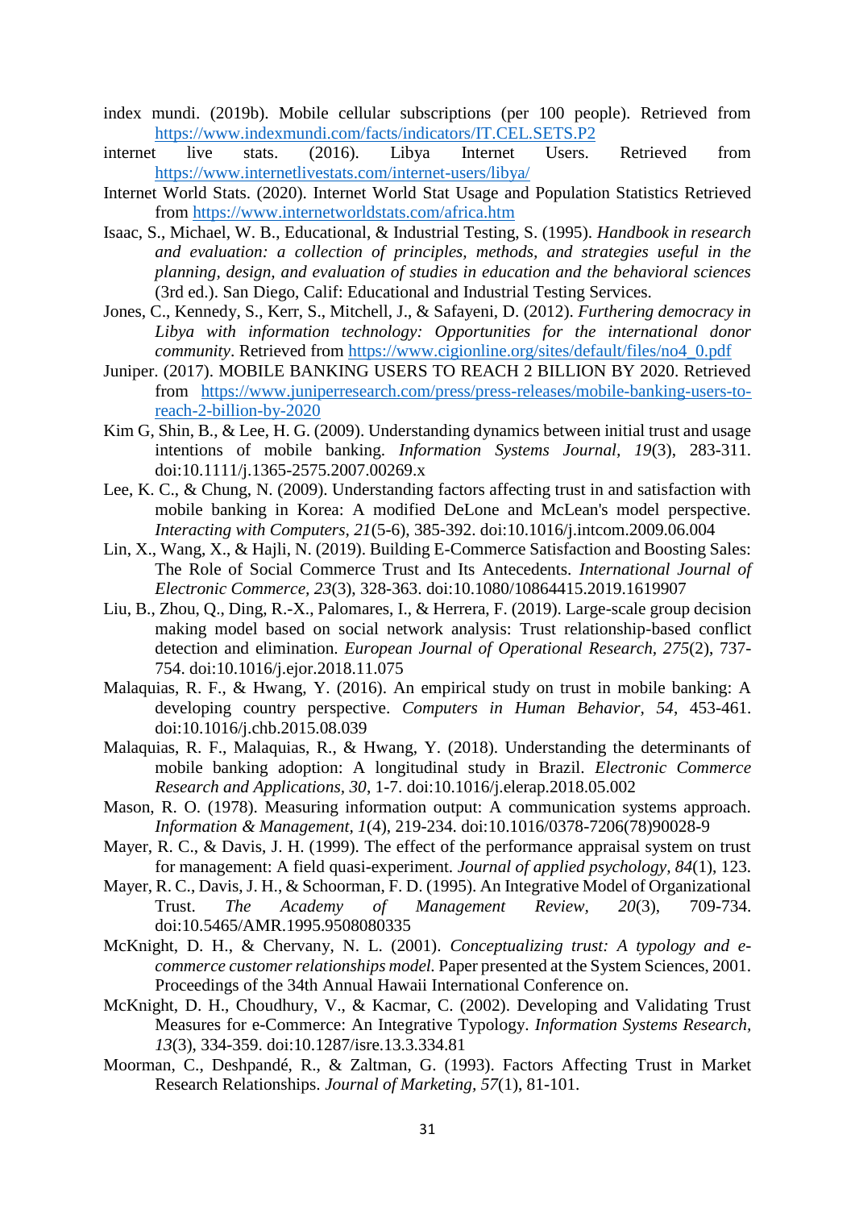index mundi. (2019b). Mobile cellular subscriptions (per 100 people). Retrieved from https://www.indexmundi.com/facts/indicators/IT.CEL.SETS.P2

internet live stats. (2016). Libya Internet Users. Retrieved from https://www.internetlivestats.com/internet-users/libya/

Internet World Stats. (2020). Internet World Stat Usage and Population Statistics Retrieved from https://www.internetworldstats.com/africa.htm

Isaac, S., Michael, W. B., Educational, & Industrial Testing, S. (1995). *Handbook in research and evaluation: a collection of principles, methods, and strategies useful in the planning, design, and evaluation of studies in education and the behavioral sciences* (3rd ed.). San Diego, Calif: Educational and Industrial Testing Services.

Jones, C., Kennedy, S., Kerr, S., Mitchell, J., & Safayeni, D. (2012). *Furthering democracy in Libya with information technology: Opportunities for the international donor community*. Retrieved from https://www.cigionline.org/sites/default/files/no4_0.pdf

Juniper. (2017). MOBILE BANKING USERS TO REACH 2 BILLION BY 2020. Retrieved from https://www.juniperresearch.com/press/press-releases/mobile-banking-users-to-reach-2-billion-by-2020

Kim G, Shin, B., & Lee, H. G. (2009). Understanding dynamics between initial trust and usage intentions of mobile banking. *Information Systems Journal, 19*(3), 283-311. doi:10.1111/j.1365-2575.2007.00269.x

Lee, K. C., & Chung, N. (2009). Understanding factors affecting trust in and satisfaction with mobile banking in Korea: A modified DeLone and McLean's model perspective. *Interacting with Computers, 21*(5-6), 385-392. doi:10.1016/j.intcom.2009.06.004

Lin, X., Wang, X., & Hajli, N. (2019). Building E-Commerce Satisfaction and Boosting Sales: The Role of Social Commerce Trust and Its Antecedents. *International Journal of Electronic Commerce, 23*(3), 328-363. doi:10.1080/10864415.2019.1619907

Liu, B., Zhou, Q., Ding, R.-X., Palomares, I., & Herrera, F. (2019). Large-scale group decision making model based on social network analysis: Trust relationship-based conflict detection and elimination. *European Journal of Operational Research, 275*(2), 737-754. doi:10.1016/j.ejor.2018.11.075

Malaquias, R. F., & Hwang, Y. (2016). An empirical study on trust in mobile banking: A developing country perspective. *Computers in Human Behavior, 54*, 453-461. doi:10.1016/j.chb.2015.08.039

Malaquias, R. F., Malaquias, R., & Hwang, Y. (2018). Understanding the determinants of mobile banking adoption: A longitudinal study in Brazil. *Electronic Commerce Research and Applications, 30*, 1-7. doi:10.1016/j.elerap.2018.05.002

Mason, R. O. (1978). Measuring information output: A communication systems approach. *Information & Management, 1*(4), 219-234. doi:10.1016/0378-7206(78)90028-9

Mayer, R. C., & Davis, J. H. (1999). The effect of the performance appraisal system on trust for management: A field quasi-experiment. *Journal of applied psychology, 84*(1), 123.

Mayer, R. C., Davis, J. H., & Schoorman, F. D. (1995). An Integrative Model of Organizational Trust. *The Academy of Management Review, 20*(3), 709-734. doi:10.5465/AMR.1995.9508080335

McKnight, D. H., & Chervany, N. L. (2001). *Conceptualizing trust: A typology and e-commerce customer relationships model.* Paper presented at the System Sciences, 2001. Proceedings of the 34th Annual Hawaii International Conference on.

McKnight, D. H., Choudhury, V., & Kacmar, C. (2002). Developing and Validating Trust Measures for e-Commerce: An Integrative Typology. *Information Systems Research, 13*(3), 334-359. doi:10.1287/isre.13.3.334.81

Moorman, C., Deshpandé, R., & Zaltman, G. (1993). Factors Affecting Trust in Market Research Relationships. *Journal of Marketing, 57*(1), 81-101.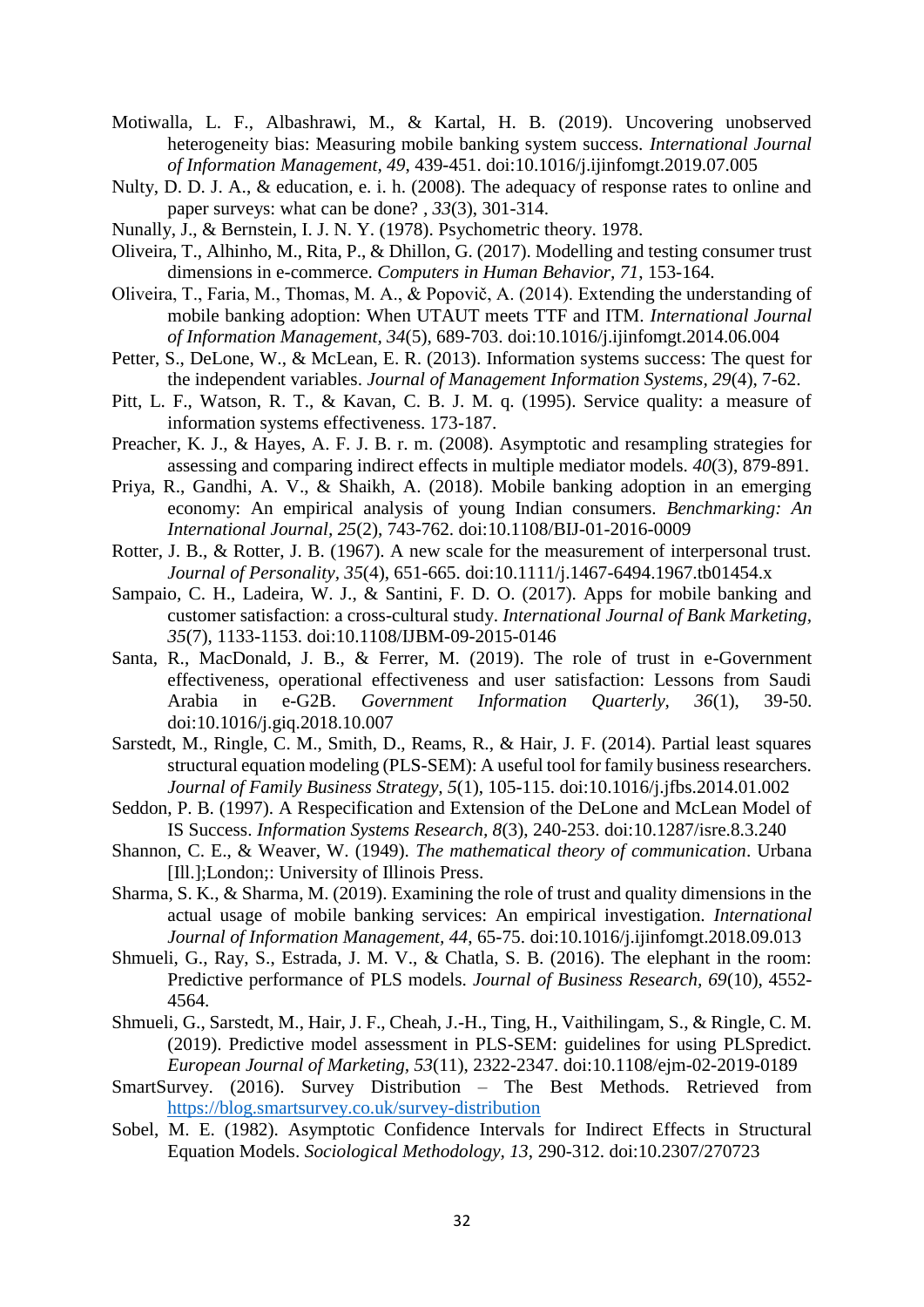Motiwalla, L. F., Albashrawi, M., & Kartal, H. B. (2019). Uncovering unobserved heterogeneity bias: Measuring mobile banking system success. *International Journal of Information Management, 49*, 439-451. doi:10.1016/j.ijinfomgt.2019.07.005

Nulty, D. D. J. A., & education, e. i. h. (2008). The adequacy of response rates to online and paper surveys: what can be done? , *33*(3), 301-314.

Nunally, J., & Bernstein, I. J. N. Y. (1978). Psychometric theory. 1978.

Oliveira, T., Alhinho, M., Rita, P., & Dhillon, G. (2017). Modelling and testing consumer trust dimensions in e-commerce. *Computers in Human Behavior, 71*, 153-164.

Oliveira, T., Faria, M., Thomas, M. A., & Popovič, A. (2014). Extending the understanding of mobile banking adoption: When UTAUT meets TTF and ITM. *International Journal of Information Management, 34*(5), 689-703. doi:10.1016/j.ijinfomgt.2014.06.004

Petter, S., DeLone, W., & McLean, E. R. (2013). Information systems success: The quest for the independent variables. *Journal of Management Information Systems, 29*(4), 7-62.

Pitt, L. F., Watson, R. T., & Kavan, C. B. J. M. q. (1995). Service quality: a measure of information systems effectiveness. 173-187.

Preacher, K. J., & Hayes, A. F. J. B. r. m. (2008). Asymptotic and resampling strategies for assessing and comparing indirect effects in multiple mediator models. *40*(3), 879-891.

Priya, R., Gandhi, A. V., & Shaikh, A. (2018). Mobile banking adoption in an emerging economy: An empirical analysis of young Indian consumers. *Benchmarking: An International Journal, 25*(2), 743-762. doi:10.1108/BIJ-01-2016-0009

Rotter, J. B., & Rotter, J. B. (1967). A new scale for the measurement of interpersonal trust. *Journal of Personality, 35*(4), 651-665. doi:10.1111/j.1467-6494.1967.tb01454.x

Sampaio, C. H., Ladeira, W. J., & Santini, F. D. O. (2017). Apps for mobile banking and customer satisfaction: a cross-cultural study. *International Journal of Bank Marketing, 35*(7), 1133-1153. doi:10.1108/IJBM-09-2015-0146

Santa, R., MacDonald, J. B., & Ferrer, M. (2019). The role of trust in e-Government effectiveness, operational effectiveness and user satisfaction: Lessons from Saudi Arabia in e-G2B. *Government Information Quarterly, 36*(1), 39-50. doi:10.1016/j.giq.2018.10.007

Sarstedt, M., Ringle, C. M., Smith, D., Reams, R., & Hair, J. F. (2014). Partial least squares structural equation modeling (PLS-SEM): A useful tool for family business researchers. *Journal of Family Business Strategy, 5*(1), 105-115. doi:10.1016/j.jfbs.2014.01.002

Seddon, P. B. (1997). A Respecification and Extension of the DeLone and McLean Model of IS Success. *Information Systems Research, 8*(3), 240-253. doi:10.1287/isre.8.3.240

Shannon, C. E., & Weaver, W. (1949). *The mathematical theory of communication*. Urbana [Ill.];London;: University of Illinois Press.

Sharma, S. K., & Sharma, M. (2019). Examining the role of trust and quality dimensions in the actual usage of mobile banking services: An empirical investigation. *International Journal of Information Management, 44*, 65-75. doi:10.1016/j.ijinfomgt.2018.09.013

Shmueli, G., Ray, S., Estrada, J. M. V., & Chatla, S. B. (2016). The elephant in the room: Predictive performance of PLS models. *Journal of Business Research, 69*(10), 4552-4564.

Shmueli, G., Sarstedt, M., Hair, J. F., Cheah, J.-H., Ting, H., Vaithilingam, S., & Ringle, C. M. (2019). Predictive model assessment in PLS-SEM: guidelines for using PLSpredict. *European Journal of Marketing, 53*(11), 2322-2347. doi:10.1108/ejm-02-2019-0189

SmartSurvey. (2016). Survey Distribution – The Best Methods. Retrieved from https://blog.smartsurvey.co.uk/survey-distribution

Sobel, M. E. (1982). Asymptotic Confidence Intervals for Indirect Effects in Structural Equation Models. *Sociological Methodology, 13*, 290-312. doi:10.2307/270723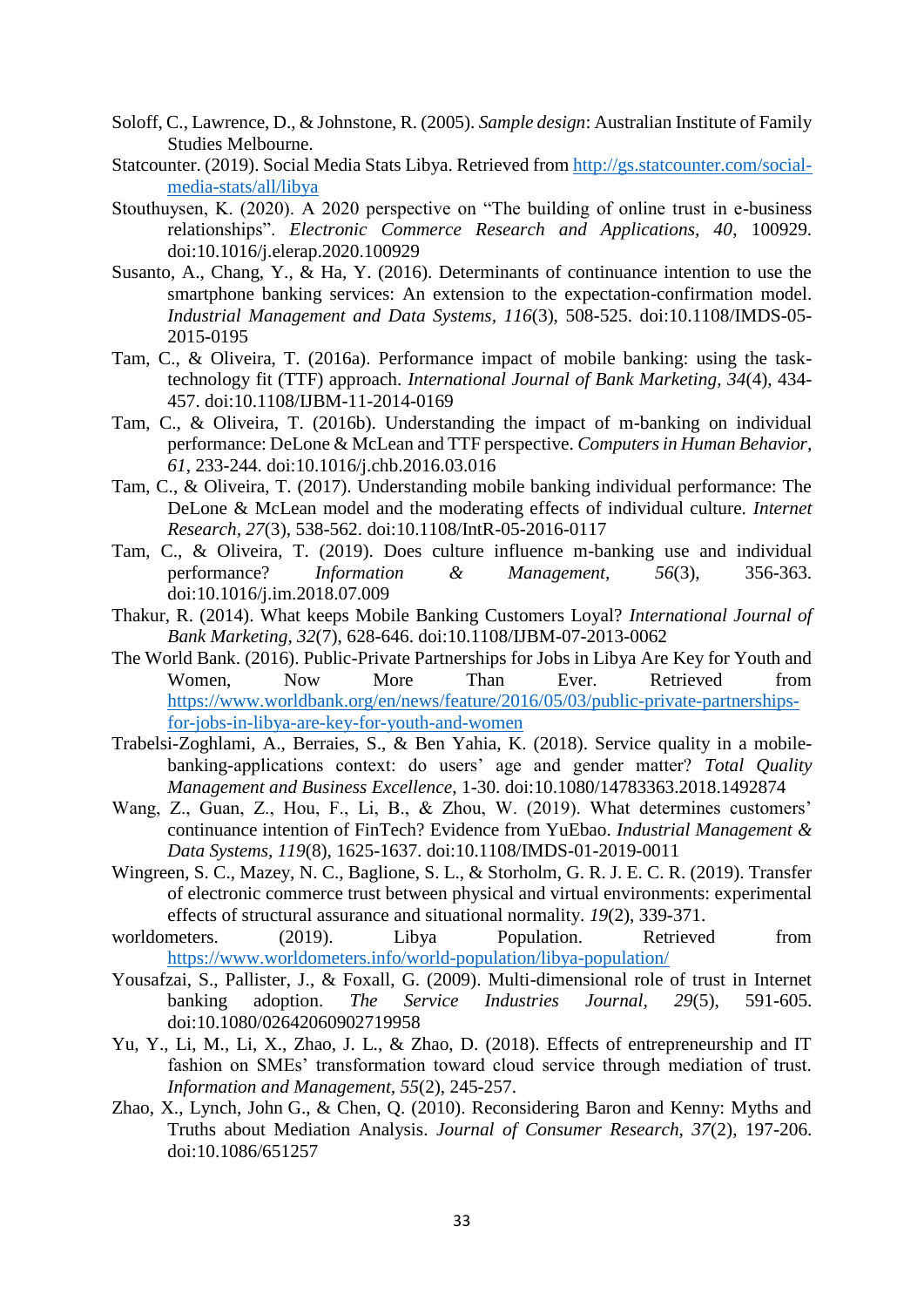Soloff, C., Lawrence, D., & Johnstone, R. (2005). *Sample design*: Australian Institute of Family Studies Melbourne.

Statcounter. (2019). Social Media Stats Libya. Retrieved from http://gs.statcounter.com/social-media-stats/all/libya

Stouthuysen, K. (2020). A 2020 perspective on "The building of online trust in e-business relationships". *Electronic Commerce Research and Applications, 40*, 100929. doi:10.1016/j.elerap.2020.100929

Susanto, A., Chang, Y., & Ha, Y. (2016). Determinants of continuance intention to use the smartphone banking services: An extension to the expectation-confirmation model. *Industrial Management and Data Systems, 116*(3), 508-525. doi:10.1108/IMDS-05-2015-0195

Tam, C., & Oliveira, T. (2016a). Performance impact of mobile banking: using the task-technology fit (TTF) approach. *International Journal of Bank Marketing, 34*(4), 434-457. doi:10.1108/IJBM-11-2014-0169

Tam, C., & Oliveira, T. (2016b). Understanding the impact of m-banking on individual performance: DeLone & McLean and TTF perspective. *Computers in Human Behavior, 61*, 233-244. doi:10.1016/j.chb.2016.03.016

Tam, C., & Oliveira, T. (2017). Understanding mobile banking individual performance: The DeLone & McLean model and the moderating effects of individual culture. *Internet Research, 27*(3), 538-562. doi:10.1108/IntR-05-2016-0117

Tam, C., & Oliveira, T. (2019). Does culture influence m-banking use and individual performance? *Information & Management, 56*(3), 356-363. doi:10.1016/j.im.2018.07.009

Thakur, R. (2014). What keeps Mobile Banking Customers Loyal? *International Journal of Bank Marketing, 32*(7), 628-646. doi:10.1108/IJBM-07-2013-0062

The World Bank. (2016). Public-Private Partnerships for Jobs in Libya Are Key for Youth and Women, Now More Than Ever. Retrieved from https://www.worldbank.org/en/news/feature/2016/05/03/public-private-partnerships-for-jobs-in-libya-are-key-for-youth-and-women

Trabelsi-Zoghlami, A., Berraies, S., & Ben Yahia, K. (2018). Service quality in a mobile-banking-applications context: do users' age and gender matter? *Total Quality Management and Business Excellence*, 1-30. doi:10.1080/14783363.2018.1492874

Wang, Z., Guan, Z., Hou, F., Li, B., & Zhou, W. (2019). What determines customers' continuance intention of FinTech? Evidence from YuEbao. *Industrial Management & Data Systems, 119*(8), 1625-1637. doi:10.1108/IMDS-01-2019-0011

Wingreen, S. C., Mazey, N. C., Baglione, S. L., & Storholm, G. R. J. E. C. R. (2019). Transfer of electronic commerce trust between physical and virtual environments: experimental effects of structural assurance and situational normality. *19*(2), 339-371.

worldometers. (2019). Libya Population. Retrieved from https://www.worldometers.info/world-population/libya-population/

Yousafzai, S., Pallister, J., & Foxall, G. (2009). Multi-dimensional role of trust in Internet banking adoption. *The Service Industries Journal, 29*(5), 591-605. doi:10.1080/02642060902719958

Yu, Y., Li, M., Li, X., Zhao, J. L., & Zhao, D. (2018). Effects of entrepreneurship and IT fashion on SMEs' transformation toward cloud service through mediation of trust. *Information and Management, 55*(2), 245-257.

Zhao, X., Lynch, John G., & Chen, Q. (2010). Reconsidering Baron and Kenny: Myths and Truths about Mediation Analysis. *Journal of Consumer Research, 37*(2), 197-206. doi:10.1086/651257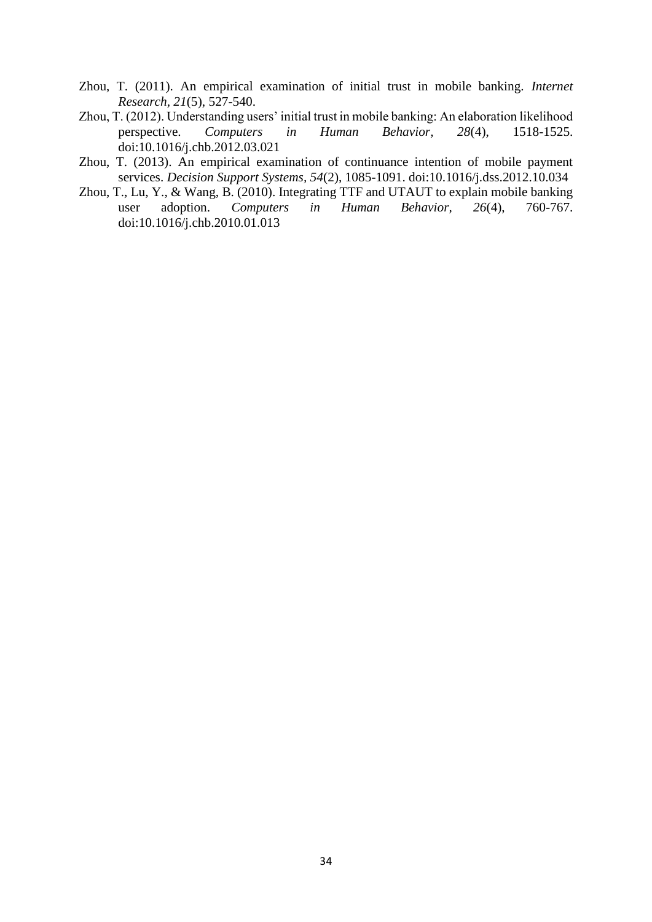Zhou, T. (2011). An empirical examination of initial trust in mobile banking. *Internet Research, 21*(5), 527-540.

Zhou, T. (2012). Understanding users' initial trust in mobile banking: An elaboration likelihood perspective. *Computers in Human Behavior, 28*(4), 1518-1525. doi:10.1016/j.chb.2012.03.021

Zhou, T. (2013). An empirical examination of continuance intention of mobile payment services. *Decision Support Systems, 54*(2), 1085-1091. doi:10.1016/j.dss.2012.10.034

Zhou, T., Lu, Y., & Wang, B. (2010). Integrating TTF and UTAUT to explain mobile banking user adoption. *Computers in Human Behavior, 26*(4), 760-767. doi:10.1016/j.chb.2010.01.013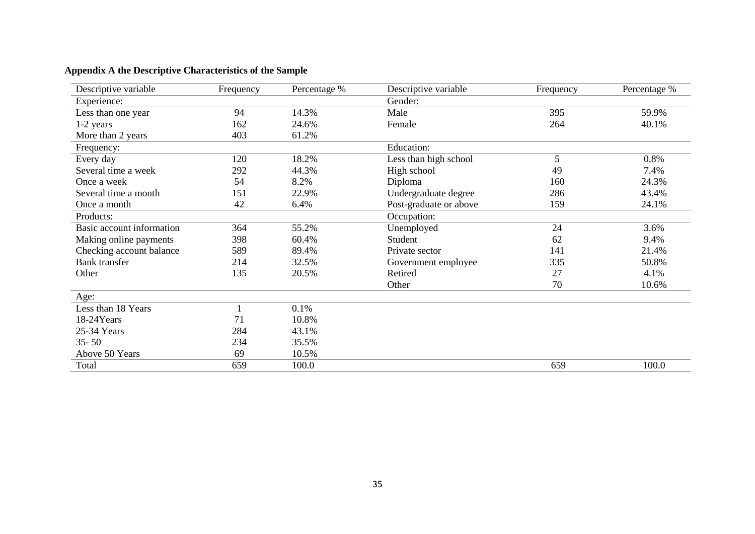**Appendix A the Descriptive Characteristics of the Sample**

| Descriptive variable | Frequency | Percentage % | Descriptive variable | Frequency | Percentage % |
|---|---|---|---|---|---|
| Experience: | | | Gender: | | |
| Less than one year | 94 | 14.3% | Male | 395 | 59.9% |
| 1-2 years | 162 | 24.6% | Female | 264 | 40.1% |
| More than 2 years | 403 | 61.2% | | | |
| Frequency: | | | Education: | | |
| Every day | 120 | 18.2% | Less than high school | 5 | 0.8% |
| Several time a week | 292 | 44.3% | High school | 49 | 7.4% |
| Once a week | 54 | 8.2% | Diploma | 160 | 24.3% |
| Several time a month | 151 | 22.9% | Undergraduate degree | 286 | 43.4% |
| Once a month | 42 | 6.4% | Post-graduate or above | 159 | 24.1% |
| Products: | | | Occupation: | | |
| Basic account information | 364 | 55.2% | Unemployed | 24 | 3.6% |
| Making online payments | 398 | 60.4% | Student | 62 | 9.4% |
| Checking account balance | 589 | 89.4% | Private sector | 141 | 21.4% |
| Bank transfer | 214 | 32.5% | Government employee | 335 | 50.8% |
| Other | 135 | 20.5% | Retired | 27 | 4.1% |
| | | | Other | 70 | 10.6% |
| Age: | | | | | |
| Less than 18 Years | 1 | 0.1% | | | |
| 18-24Years | 71 | 10.8% | | | |
| 25-34 Years | 284 | 43.1% | | | |
| 35- 50 | 234 | 35.5% | | | |
| Above 50 Years | 69 | 10.5% | | | |
| Total | 659 | 100.0 | | 659 | 100.0 |